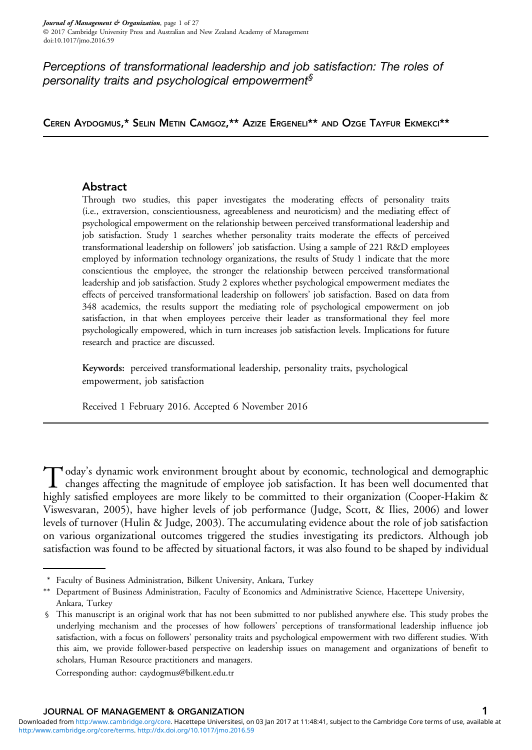# Perceptions of transformational leadership and job satisfaction: The roles of personality traits and psychological empowerment[§]

CEREN AYDOGMUS,* SELIN METIN CAMGOZ,** AZIZE ERGENELI** AND OZGE TAYFUR EKMEKCI**

## Abstract

Through two studies, this paper investigates the moderating effects of personality traits (i.e., extraversion, conscientiousness, agreeableness and neuroticism) and the mediating effect of psychological empowerment on the relationship between perceived transformational leadership and job satisfaction. Study 1 searches whether personality traits moderate the effects of perceived transformational leadership on followers' job satisfaction. Using a sample of 221 R&D employees employed by information technology organizations, the results of Study 1 indicate that the more conscientious the employee, the stronger the relationship between perceived transformational leadership and job satisfaction. Study 2 explores whether psychological empowerment mediates the effects of perceived transformational leadership on followers' job satisfaction. Based on data from 348 academics, the results support the mediating role of psychological empowerment on job satisfaction, in that when employees perceive their leader as transformational they feel more psychologically empowered, which in turn increases job satisfaction levels. Implications for future research and practice are discussed.

**Keywords:** perceived transformational leadership, personality traits, psychological empowerment, job satisfaction

Received 1 February 2016. Accepted 6 November 2016

---

Today's dynamic work environment brought about by economic, technological and demographic changes affecting the magnitude of employee job satisfaction. It has been well documented that highly satisfied employees are more likely to be committed to their organization (Cooper-Hakim & Viswesvaran, 2005), have higher levels of job performance (Judge, Scott, & Ilies, 2006) and lower levels of turnover (Hulin & Judge, 2003). The accumulating evidence about the role of job satisfaction on various organizational outcomes triggered the studies investigating its predictors. Although job satisfaction was found to be affected by situational factors, it was also found to be shaped by individual

---

\* Faculty of Business Administration, Bilkent University, Ankara, Turkey

\** Department of Business Administration, Faculty of Economics and Administrative Science, Hacettepe University, Ankara, Turkey

§ This manuscript is an original work that has not been submitted to nor published anywhere else. This study probes the underlying mechanism and the processes of how followers' perceptions of transformational leadership influence job satisfaction, with a focus on followers' personality traits and psychological empowerment with two different studies. With this aim, we provide follower-based perspective on leadership issues on management and organizations of benefit to scholars, Human Resource practitioners and managers.

Corresponding author: caydogmus@bilkent.edu.tr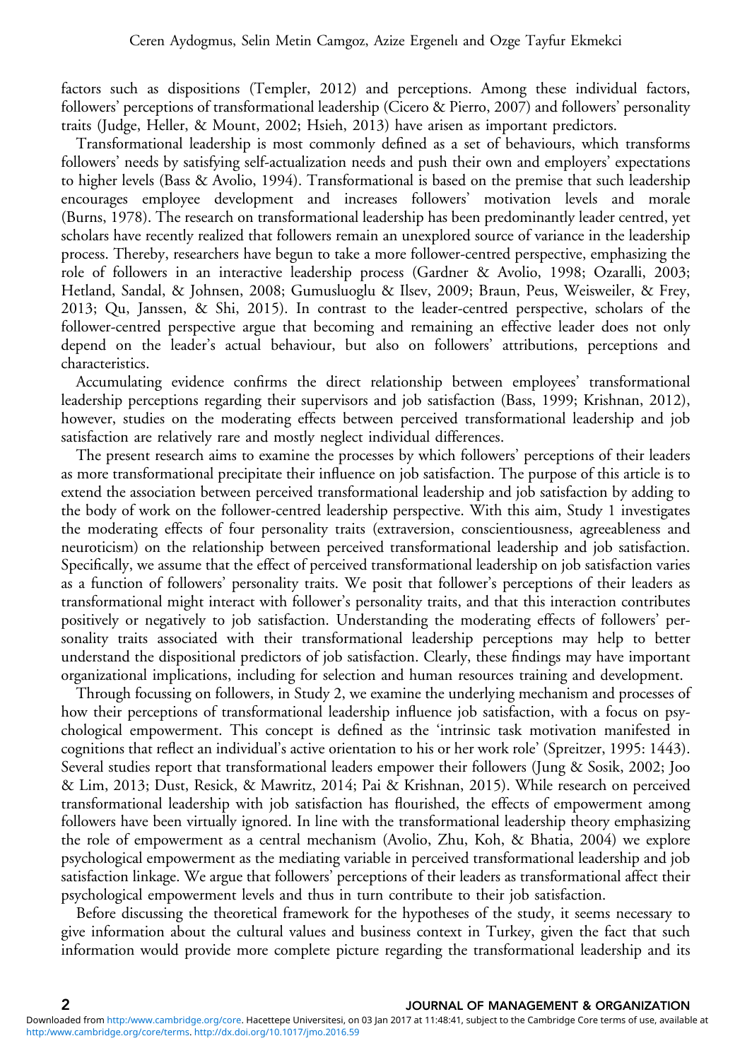factors such as dispositions (Templer, 2012) and perceptions. Among these individual factors, followers' perceptions of transformational leadership (Cicero & Pierro, 2007) and followers' personality traits (Judge, Heller, & Mount, 2002; Hsieh, 2013) have arisen as important predictors.

Transformational leadership is most commonly defined as a set of behaviours, which transforms followers' needs by satisfying self-actualization needs and push their own and employers' expectations to higher levels (Bass & Avolio, 1994). Transformational is based on the premise that such leadership encourages employee development and increases followers' motivation levels and morale (Burns, 1978). The research on transformational leadership has been predominantly leader centred, yet scholars have recently realized that followers remain an unexplored source of variance in the leadership process. Thereby, researchers have begun to take a more follower-centred perspective, emphasizing the role of followers in an interactive leadership process (Gardner & Avolio, 1998; Ozaralli, 2003; Hetland, Sandal, & Johnsen, 2008; Gumusluoglu & Ilsev, 2009; Braun, Peus, Weisweiler, & Frey, 2013; Qu, Janssen, & Shi, 2015). In contrast to the leader-centred perspective, scholars of the follower-centred perspective argue that becoming and remaining an effective leader does not only depend on the leader's actual behaviour, but also on followers' attributions, perceptions and characteristics.

Accumulating evidence confirms the direct relationship between employees' transformational leadership perceptions regarding their supervisors and job satisfaction (Bass, 1999; Krishnan, 2012), however, studies on the moderating effects between perceived transformational leadership and job satisfaction are relatively rare and mostly neglect individual differences.

The present research aims to examine the processes by which followers' perceptions of their leaders as more transformational precipitate their influence on job satisfaction. The purpose of this article is to extend the association between perceived transformational leadership and job satisfaction by adding to the body of work on the follower-centred leadership perspective. With this aim, Study 1 investigates the moderating effects of four personality traits (extraversion, conscientiousness, agreeableness and neuroticism) on the relationship between perceived transformational leadership and job satisfaction. Specifically, we assume that the effect of perceived transformational leadership on job satisfaction varies as a function of followers' personality traits. We posit that follower's perceptions of their leaders as transformational might interact with follower's personality traits, and that this interaction contributes positively or negatively to job satisfaction. Understanding the moderating effects of followers' personality traits associated with their transformational leadership perceptions may help to better understand the dispositional predictors of job satisfaction. Clearly, these findings may have important organizational implications, including for selection and human resources training and development.

Through focussing on followers, in Study 2, we examine the underlying mechanism and processes of how their perceptions of transformational leadership influence job satisfaction, with a focus on psychological empowerment. This concept is defined as the 'intrinsic task motivation manifested in cognitions that reflect an individual's active orientation to his or her work role' (Spreitzer, 1995: 1443). Several studies report that transformational leaders empower their followers (Jung & Sosik, 2002; Joo & Lim, 2013; Dust, Resick, & Mawritz, 2014; Pai & Krishnan, 2015). While research on perceived transformational leadership with job satisfaction has flourished, the effects of empowerment among followers have been virtually ignored. In line with the transformational leadership theory emphasizing the role of empowerment as a central mechanism (Avolio, Zhu, Koh, & Bhatia, 2004) we explore psychological empowerment as the mediating variable in perceived transformational leadership and job satisfaction linkage. We argue that followers' perceptions of their leaders as transformational affect their psychological empowerment levels and thus in turn contribute to their job satisfaction.

Before discussing the theoretical framework for the hypotheses of the study, it seems necessary to give information about the cultural values and business context in Turkey, given the fact that such information would provide more complete picture regarding the transformational leadership and its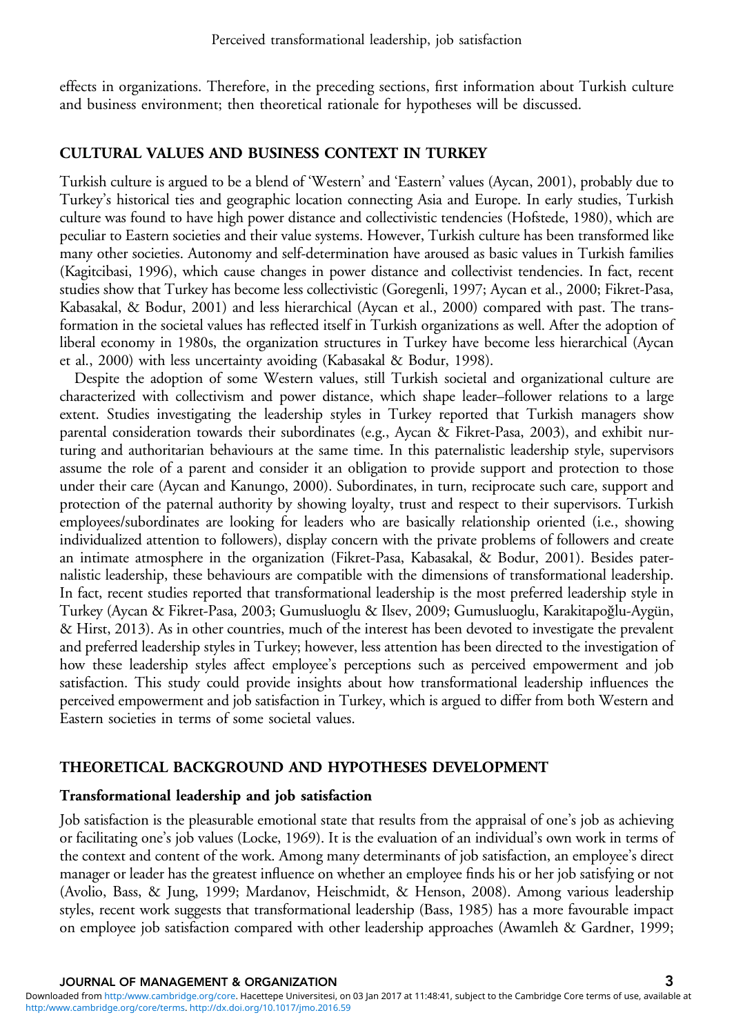effects in organizations. Therefore, in the preceding sections, first information about Turkish culture and business environment; then theoretical rationale for hypotheses will be discussed.

## CULTURAL VALUES AND BUSINESS CONTEXT IN TURKEY

Turkish culture is argued to be a blend of 'Western' and 'Eastern' values (Aycan, 2001), probably due to Turkey's historical ties and geographic location connecting Asia and Europe. In early studies, Turkish culture was found to have high power distance and collectivistic tendencies (Hofstede, 1980), which are peculiar to Eastern societies and their value systems. However, Turkish culture has been transformed like many other societies. Autonomy and self-determination have aroused as basic values in Turkish families (Kagitcibasi, 1996), which cause changes in power distance and collectivist tendencies. In fact, recent studies show that Turkey has become less collectivistic (Goregenli, 1997; Aycan et al., 2000; Fikret-Pasa, Kabasakal, & Bodur, 2001) and less hierarchical (Aycan et al., 2000) compared with past. The transformation in the societal values has reflected itself in Turkish organizations as well. After the adoption of liberal economy in 1980s, the organization structures in Turkey have become less hierarchical (Aycan et al., 2000) with less uncertainty avoiding (Kabasakal & Bodur, 1998).

Despite the adoption of some Western values, still Turkish societal and organizational culture are characterized with collectivism and power distance, which shape leader–follower relations to a large extent. Studies investigating the leadership styles in Turkey reported that Turkish managers show parental consideration towards their subordinates (e.g., Aycan & Fikret-Pasa, 2003), and exhibit nurturing and authoritarian behaviours at the same time. In this paternalistic leadership style, supervisors assume the role of a parent and consider it an obligation to provide support and protection to those under their care (Aycan and Kanungo, 2000). Subordinates, in turn, reciprocate such care, support and protection of the paternal authority by showing loyalty, trust and respect to their supervisors. Turkish employees/subordinates are looking for leaders who are basically relationship oriented (i.e., showing individualized attention to followers), display concern with the private problems of followers and create an intimate atmosphere in the organization (Fikret-Pasa, Kabasakal, & Bodur, 2001). Besides paternalistic leadership, these behaviours are compatible with the dimensions of transformational leadership. In fact, recent studies reported that transformational leadership is the most preferred leadership style in Turkey (Aycan & Fikret-Pasa, 2003; Gumusluoglu & Ilsev, 2009; Gumusluoglu, Karakitapoğlu-Aygün, & Hirst, 2013). As in other countries, much of the interest has been devoted to investigate the prevalent and preferred leadership styles in Turkey; however, less attention has been directed to the investigation of how these leadership styles affect employee's perceptions such as perceived empowerment and job satisfaction. This study could provide insights about how transformational leadership influences the perceived empowerment and job satisfaction in Turkey, which is argued to differ from both Western and Eastern societies in terms of some societal values.

## THEORETICAL BACKGROUND AND HYPOTHESES DEVELOPMENT

### Transformational leadership and job satisfaction

Job satisfaction is the pleasurable emotional state that results from the appraisal of one's job as achieving or facilitating one's job values (Locke, 1969). It is the evaluation of an individual's own work in terms of the context and content of the work. Among many determinants of job satisfaction, an employee's direct manager or leader has the greatest influence on whether an employee finds his or her job satisfying or not (Avolio, Bass, & Jung, 1999; Mardanov, Heischmidt, & Henson, 2008). Among various leadership styles, recent work suggests that transformational leadership (Bass, 1985) has a more favourable impact on employee job satisfaction compared with other leadership approaches (Awamleh & Gardner, 1999;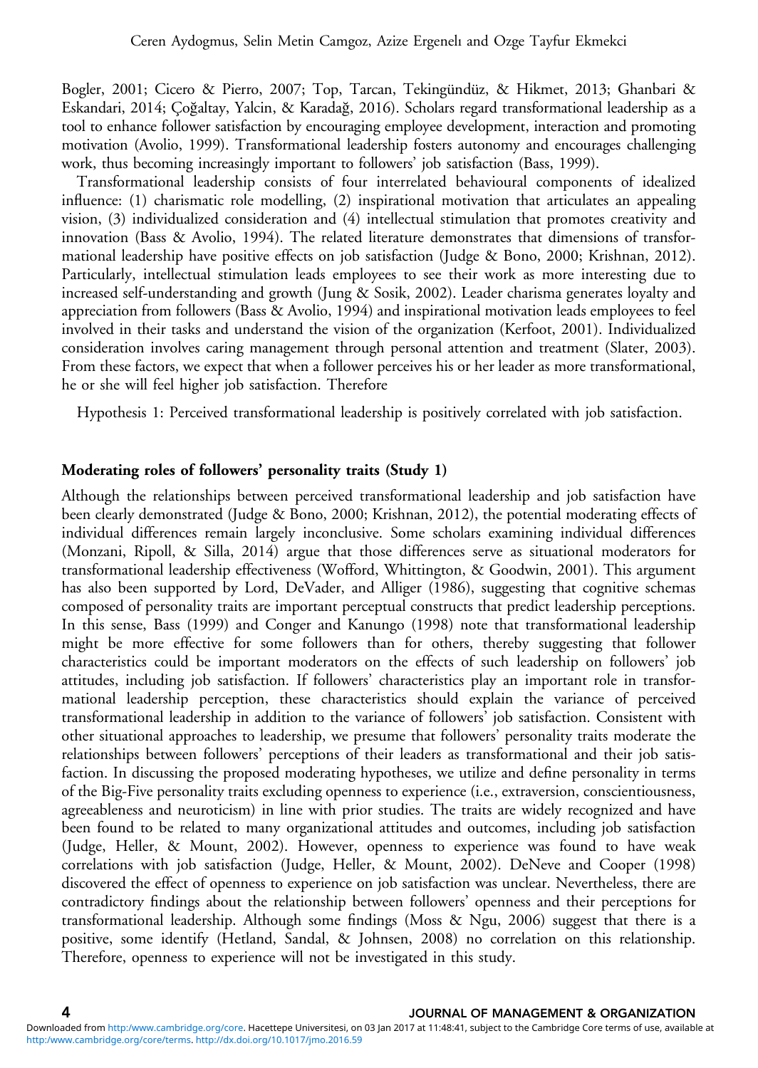Bogler, 2001; Cicero & Pierro, 2007; Top, Tarcan, Tekingündüz, & Hikmet, 2013; Ghanbari & Eskandari, 2014; Çoğaltay, Yalcin, & Karadağ, 2016). Scholars regard transformational leadership as a tool to enhance follower satisfaction by encouraging employee development, interaction and promoting motivation (Avolio, 1999). Transformational leadership fosters autonomy and encourages challenging work, thus becoming increasingly important to followers' job satisfaction (Bass, 1999).

Transformational leadership consists of four interrelated behavioural components of idealized influence: (1) charismatic role modelling, (2) inspirational motivation that articulates an appealing vision, (3) individualized consideration and (4) intellectual stimulation that promotes creativity and innovation (Bass & Avolio, 1994). The related literature demonstrates that dimensions of transformational leadership have positive effects on job satisfaction (Judge & Bono, 2000; Krishnan, 2012). Particularly, intellectual stimulation leads employees to see their work as more interesting due to increased self-understanding and growth (Jung & Sosik, 2002). Leader charisma generates loyalty and appreciation from followers (Bass & Avolio, 1994) and inspirational motivation leads employees to feel involved in their tasks and understand the vision of the organization (Kerfoot, 2001). Individualized consideration involves caring management through personal attention and treatment (Slater, 2003). From these factors, we expect that when a follower perceives his or her leader as more transformational, he or she will feel higher job satisfaction. Therefore

Hypothesis 1: Perceived transformational leadership is positively correlated with job satisfaction.

## Moderating roles of followers' personality traits (Study 1)

Although the relationships between perceived transformational leadership and job satisfaction have been clearly demonstrated (Judge & Bono, 2000; Krishnan, 2012), the potential moderating effects of individual differences remain largely inconclusive. Some scholars examining individual differences (Monzani, Ripoll, & Silla, 2014) argue that those differences serve as situational moderators for transformational leadership effectiveness (Wofford, Whittington, & Goodwin, 2001). This argument has also been supported by Lord, DeVader, and Alliger (1986), suggesting that cognitive schemas composed of personality traits are important perceptual constructs that predict leadership perceptions. In this sense, Bass (1999) and Conger and Kanungo (1998) note that transformational leadership might be more effective for some followers than for others, thereby suggesting that follower characteristics could be important moderators on the effects of such leadership on followers' job attitudes, including job satisfaction. If followers' characteristics play an important role in transformational leadership perception, these characteristics should explain the variance of perceived transformational leadership in addition to the variance of followers' job satisfaction. Consistent with other situational approaches to leadership, we presume that followers' personality traits moderate the relationships between followers' perceptions of their leaders as transformational and their job satisfaction. In discussing the proposed moderating hypotheses, we utilize and define personality in terms of the Big-Five personality traits excluding openness to experience (i.e., extraversion, conscientiousness, agreeableness and neuroticism) in line with prior studies. The traits are widely recognized and have been found to be related to many organizational attitudes and outcomes, including job satisfaction (Judge, Heller, & Mount, 2002). However, openness to experience was found to have weak correlations with job satisfaction (Judge, Heller, & Mount, 2002). DeNeve and Cooper (1998) discovered the effect of openness to experience on job satisfaction was unclear. Nevertheless, there are contradictory findings about the relationship between followers' openness and their perceptions for transformational leadership. Although some findings (Moss & Ngu, 2006) suggest that there is a positive, some identify (Hetland, Sandal, & Johnsen, 2008) no correlation on this relationship. Therefore, openness to experience will not be investigated in this study.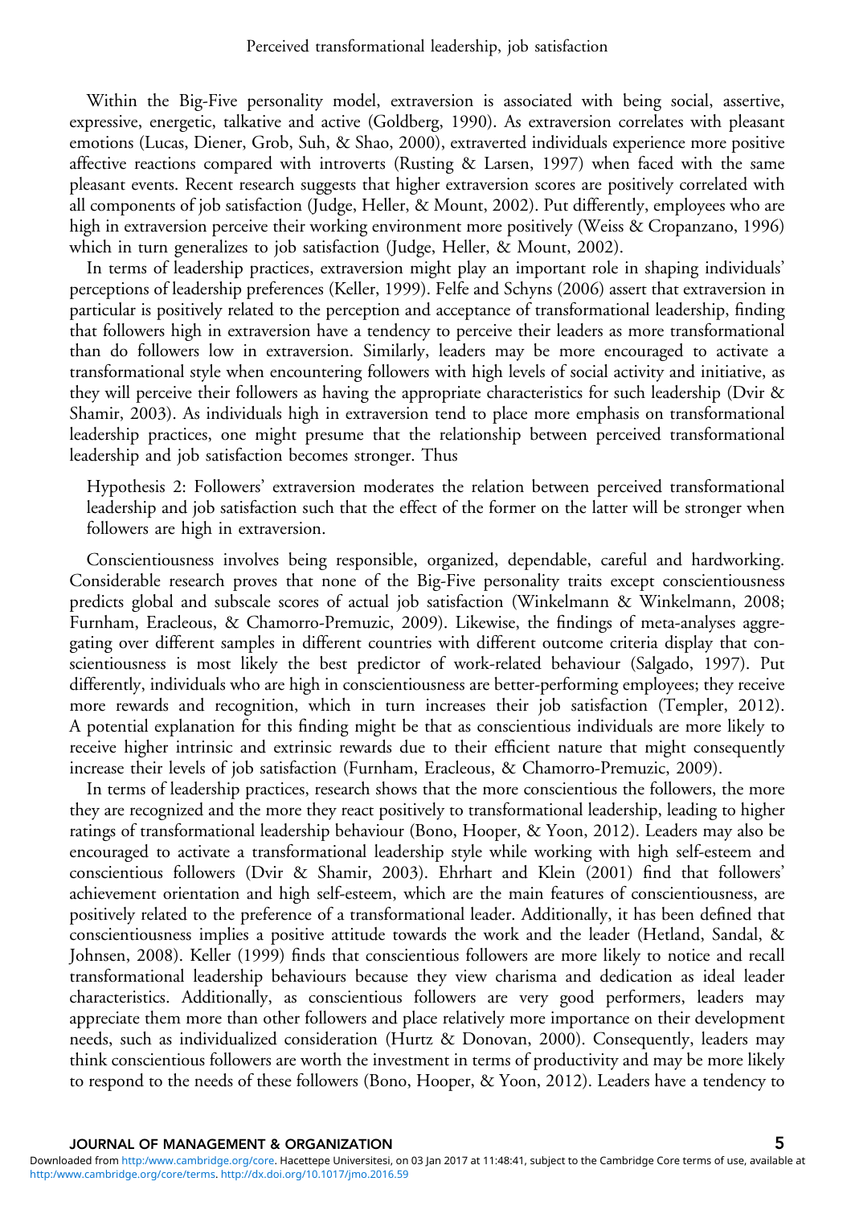Within the Big-Five personality model, extraversion is associated with being social, assertive, expressive, energetic, talkative and active (Goldberg, 1990). As extraversion correlates with pleasant emotions (Lucas, Diener, Grob, Suh, & Shao, 2000), extraverted individuals experience more positive affective reactions compared with introverts (Rusting & Larsen, 1997) when faced with the same pleasant events. Recent research suggests that higher extraversion scores are positively correlated with all components of job satisfaction (Judge, Heller, & Mount, 2002). Put differently, employees who are high in extraversion perceive their working environment more positively (Weiss & Cropanzano, 1996) which in turn generalizes to job satisfaction (Judge, Heller, & Mount, 2002).

In terms of leadership practices, extraversion might play an important role in shaping individuals' perceptions of leadership preferences (Keller, 1999). Felfe and Schyns (2006) assert that extraversion in particular is positively related to the perception and acceptance of transformational leadership, finding that followers high in extraversion have a tendency to perceive their leaders as more transformational than do followers low in extraversion. Similarly, leaders may be more encouraged to activate a transformational style when encountering followers with high levels of social activity and initiative, as they will perceive their followers as having the appropriate characteristics for such leadership (Dvir & Shamir, 2003). As individuals high in extraversion tend to place more emphasis on transformational leadership practices, one might presume that the relationship between perceived transformational leadership and job satisfaction becomes stronger. Thus

> Hypothesis 2: Followers' extraversion moderates the relation between perceived transformational leadership and job satisfaction such that the effect of the former on the latter will be stronger when followers are high in extraversion.

Conscientiousness involves being responsible, organized, dependable, careful and hardworking. Considerable research proves that none of the Big-Five personality traits except conscientiousness predicts global and subscale scores of actual job satisfaction (Winkelmann & Winkelmann, 2008; Furnham, Eracleous, & Chamorro-Premuzic, 2009). Likewise, the findings of meta-analyses aggregating over different samples in different countries with different outcome criteria display that conscientiousness is most likely the best predictor of work-related behaviour (Salgado, 1997). Put differently, individuals who are high in conscientiousness are better-performing employees; they receive more rewards and recognition, which in turn increases their job satisfaction (Templer, 2012). A potential explanation for this finding might be that as conscientious individuals are more likely to receive higher intrinsic and extrinsic rewards due to their efficient nature that might consequently increase their levels of job satisfaction (Furnham, Eracleous, & Chamorro-Premuzic, 2009).

In terms of leadership practices, research shows that the more conscientious the followers, the more they are recognized and the more they react positively to transformational leadership, leading to higher ratings of transformational leadership behaviour (Bono, Hooper, & Yoon, 2012). Leaders may also be encouraged to activate a transformational leadership style while working with high self-esteem and conscientious followers (Dvir & Shamir, 2003). Ehrhart and Klein (2001) find that followers' achievement orientation and high self-esteem, which are the main features of conscientiousness, are positively related to the preference of a transformational leader. Additionally, it has been defined that conscientiousness implies a positive attitude towards the work and the leader (Hetland, Sandal, & Johnsen, 2008). Keller (1999) finds that conscientious followers are more likely to notice and recall transformational leadership behaviours because they view charisma and dedication as ideal leader characteristics. Additionally, as conscientious followers are very good performers, leaders may appreciate them more than other followers and place relatively more importance on their development needs, such as individualized consideration (Hurtz & Donovan, 2000). Consequently, leaders may think conscientious followers are worth the investment in terms of productivity and may be more likely to respond to the needs of these followers (Bono, Hooper, & Yoon, 2012). Leaders have a tendency to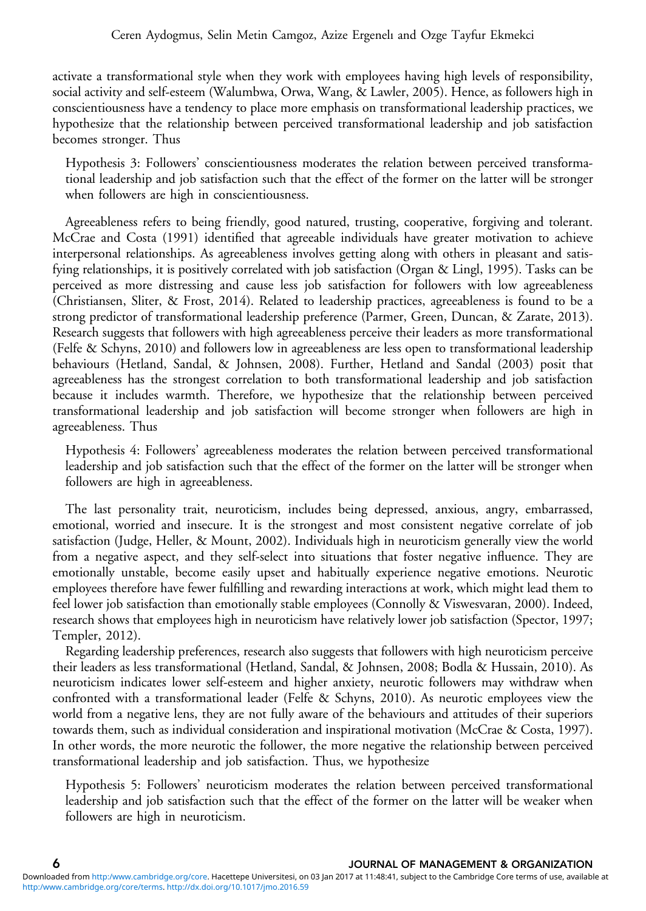activate a transformational style when they work with employees having high levels of responsibility, social activity and self-esteem (Walumbwa, Orwa, Wang, & Lawler, 2005). Hence, as followers high in conscientiousness have a tendency to place more emphasis on transformational leadership practices, we hypothesize that the relationship between perceived transformational leadership and job satisfaction becomes stronger. Thus

> Hypothesis 3: Followers' conscientiousness moderates the relation between perceived transformational leadership and job satisfaction such that the effect of the former on the latter will be stronger when followers are high in conscientiousness.

Agreeableness refers to being friendly, good natured, trusting, cooperative, forgiving and tolerant. McCrae and Costa (1991) identified that agreeable individuals have greater motivation to achieve interpersonal relationships. As agreeableness involves getting along with others in pleasant and satisfying relationships, it is positively correlated with job satisfaction (Organ & Lingl, 1995). Tasks can be perceived as more distressing and cause less job satisfaction for followers with low agreeableness (Christiansen, Sliter, & Frost, 2014). Related to leadership practices, agreeableness is found to be a strong predictor of transformational leadership preference (Parmer, Green, Duncan, & Zarate, 2013). Research suggests that followers with high agreeableness perceive their leaders as more transformational (Felfe & Schyns, 2010) and followers low in agreeableness are less open to transformational leadership behaviours (Hetland, Sandal, & Johnsen, 2008). Further, Hetland and Sandal (2003) posit that agreeableness has the strongest correlation to both transformational leadership and job satisfaction because it includes warmth. Therefore, we hypothesize that the relationship between perceived transformational leadership and job satisfaction will become stronger when followers are high in agreeableness. Thus

> Hypothesis 4: Followers' agreeableness moderates the relation between perceived transformational leadership and job satisfaction such that the effect of the former on the latter will be stronger when followers are high in agreeableness.

The last personality trait, neuroticism, includes being depressed, anxious, angry, embarrassed, emotional, worried and insecure. It is the strongest and most consistent negative correlate of job satisfaction (Judge, Heller, & Mount, 2002). Individuals high in neuroticism generally view the world from a negative aspect, and they self-select into situations that foster negative influence. They are emotionally unstable, become easily upset and habitually experience negative emotions. Neurotic employees therefore have fewer fulfilling and rewarding interactions at work, which might lead them to feel lower job satisfaction than emotionally stable employees (Connolly & Viswesvaran, 2000). Indeed, research shows that employees high in neuroticism have relatively lower job satisfaction (Spector, 1997; Templer, 2012).

Regarding leadership preferences, research also suggests that followers with high neuroticism perceive their leaders as less transformational (Hetland, Sandal, & Johnsen, 2008; Bodla & Hussain, 2010). As neuroticism indicates lower self-esteem and higher anxiety, neurotic followers may withdraw when confronted with a transformational leader (Felfe & Schyns, 2010). As neurotic employees view the world from a negative lens, they are not fully aware of the behaviours and attitudes of their superiors towards them, such as individual consideration and inspirational motivation (McCrae & Costa, 1997). In other words, the more neurotic the follower, the more negative the relationship between perceived transformational leadership and job satisfaction. Thus, we hypothesize

> Hypothesis 5: Followers' neuroticism moderates the relation between perceived transformational leadership and job satisfaction such that the effect of the former on the latter will be weaker when followers are high in neuroticism.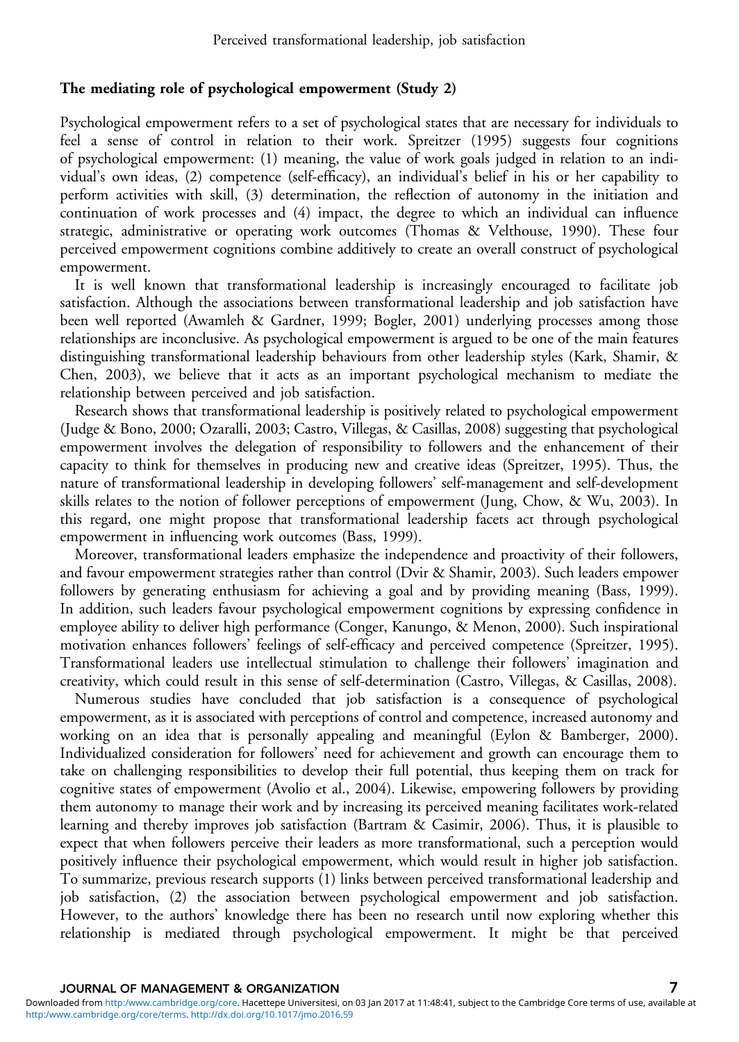### The mediating role of psychological empowerment (Study 2)

Psychological empowerment refers to a set of psychological states that are necessary for individuals to feel a sense of control in relation to their work. Spreitzer (1995) suggests four cognitions of psychological empowerment: (1) meaning, the value of work goals judged in relation to an individual's own ideas, (2) competence (self-efficacy), an individual's belief in his or her capability to perform activities with skill, (3) determination, the reflection of autonomy in the initiation and continuation of work processes and (4) impact, the degree to which an individual can influence strategic, administrative or operating work outcomes (Thomas & Velthouse, 1990). These four perceived empowerment cognitions combine additively to create an overall construct of psychological empowerment.

It is well known that transformational leadership is increasingly encouraged to facilitate job satisfaction. Although the associations between transformational leadership and job satisfaction have been well reported (Awamleh & Gardner, 1999; Bogler, 2001) underlying processes among those relationships are inconclusive. As psychological empowerment is argued to be one of the main features distinguishing transformational leadership behaviours from other leadership styles (Kark, Shamir, & Chen, 2003), we believe that it acts as an important psychological mechanism to mediate the relationship between perceived and job satisfaction.

Research shows that transformational leadership is positively related to psychological empowerment (Judge & Bono, 2000; Ozaralli, 2003; Castro, Villegas, & Casillas, 2008) suggesting that psychological empowerment involves the delegation of responsibility to followers and the enhancement of their capacity to think for themselves in producing new and creative ideas (Spreitzer, 1995). Thus, the nature of transformational leadership in developing followers' self-management and self-development skills relates to the notion of follower perceptions of empowerment (Jung, Chow, & Wu, 2003). In this regard, one might propose that transformational leadership facets act through psychological empowerment in influencing work outcomes (Bass, 1999).

Moreover, transformational leaders emphasize the independence and proactivity of their followers, and favour empowerment strategies rather than control (Dvir & Shamir, 2003). Such leaders empower followers by generating enthusiasm for achieving a goal and by providing meaning (Bass, 1999). In addition, such leaders favour psychological empowerment cognitions by expressing confidence in employee ability to deliver high performance (Conger, Kanungo, & Menon, 2000). Such inspirational motivation enhances followers' feelings of self-efficacy and perceived competence (Spreitzer, 1995). Transformational leaders use intellectual stimulation to challenge their followers' imagination and creativity, which could result in this sense of self-determination (Castro, Villegas, & Casillas, 2008).

Numerous studies have concluded that job satisfaction is a consequence of psychological empowerment, as it is associated with perceptions of control and competence, increased autonomy and working on an idea that is personally appealing and meaningful (Eylon & Bamberger, 2000). Individualized consideration for followers' need for achievement and growth can encourage them to take on challenging responsibilities to develop their full potential, thus keeping them on track for cognitive states of empowerment (Avolio et al., 2004). Likewise, empowering followers by providing them autonomy to manage their work and by increasing its perceived meaning facilitates work-related learning and thereby improves job satisfaction (Bartram & Casimir, 2006). Thus, it is plausible to expect that when followers perceive their leaders as more transformational, such a perception would positively influence their psychological empowerment, which would result in higher job satisfaction. To summarize, previous research supports (1) links between perceived transformational leadership and job satisfaction, (2) the association between psychological empowerment and job satisfaction. However, to the authors' knowledge there has been no research until now exploring whether this relationship is mediated through psychological empowerment. It might be that perceived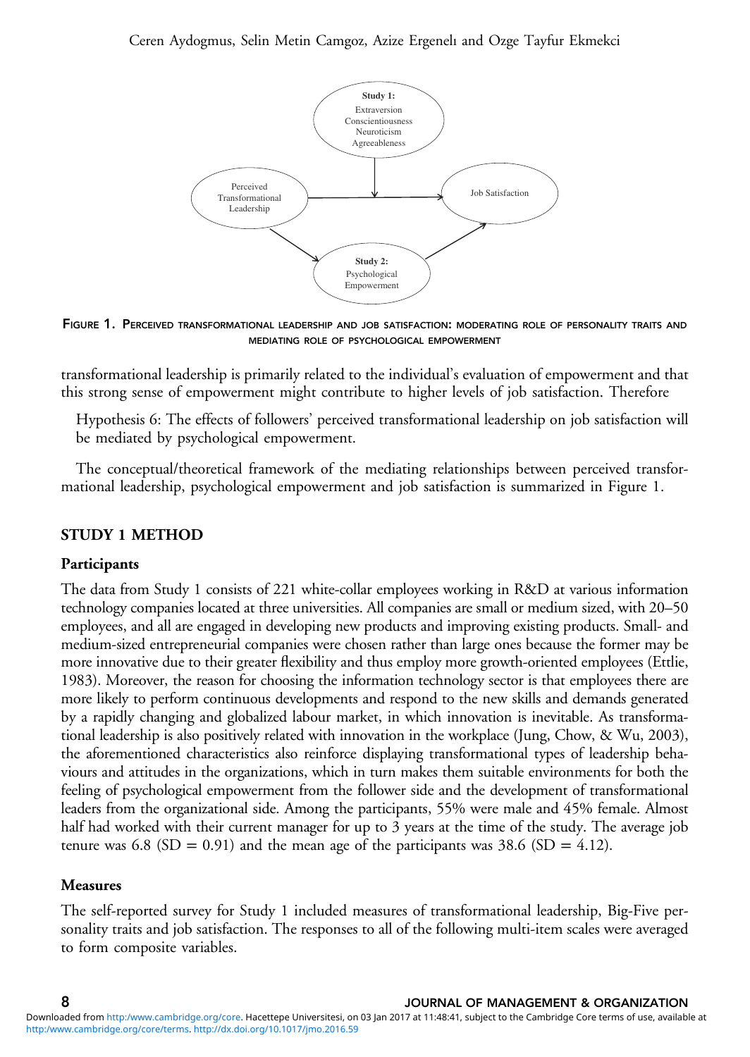FIGURE 1. PERCEIVED TRANSFORMATIONAL LEADERSHIP AND JOB SATISFACTION: MODERATING ROLE OF PERSONALITY TRAITS AND MEDIATING ROLE OF PSYCHOLOGICAL EMPOWERMENT

transformational leadership is primarily related to the individual's evaluation of empowerment and that this strong sense of empowerment might contribute to higher levels of job satisfaction. Therefore

> Hypothesis 6: The effects of followers' perceived transformational leadership on job satisfaction will be mediated by psychological empowerment.

The conceptual/theoretical framework of the mediating relationships between perceived transformational leadership, psychological empowerment and job satisfaction is summarized in Figure 1.

## STUDY 1 METHOD

### Participants

The data from Study 1 consists of 221 white-collar employees working in R&D at various information technology companies located at three universities. All companies are small or medium sized, with 20–50 employees, and all are engaged in developing new products and improving existing products. Small- and medium-sized entrepreneurial companies were chosen rather than large ones because the former may be more innovative due to their greater flexibility and thus employ more growth-oriented employees (Ettlie, 1983). Moreover, the reason for choosing the information technology sector is that employees there are more likely to perform continuous developments and respond to the new skills and demands generated by a rapidly changing and globalized labour market, in which innovation is inevitable. As transformational leadership is also positively related with innovation in the workplace (Jung, Chow, & Wu, 2003), the aforementioned characteristics also reinforce displaying transformational types of leadership behaviours and attitudes in the organizations, which in turn makes them suitable environments for both the feeling of psychological empowerment from the follower side and the development of transformational leaders from the organizational side. Among the participants, 55% were male and 45% female. Almost half had worked with their current manager for up to 3 years at the time of the study. The average job tenure was 6.8 (SD = 0.91) and the mean age of the participants was 38.6 (SD = 4.12).

### Measures

The self-reported survey for Study 1 included measures of transformational leadership, Big-Five personality traits and job satisfaction. The responses to all of the following multi-item scales were averaged to form composite variables.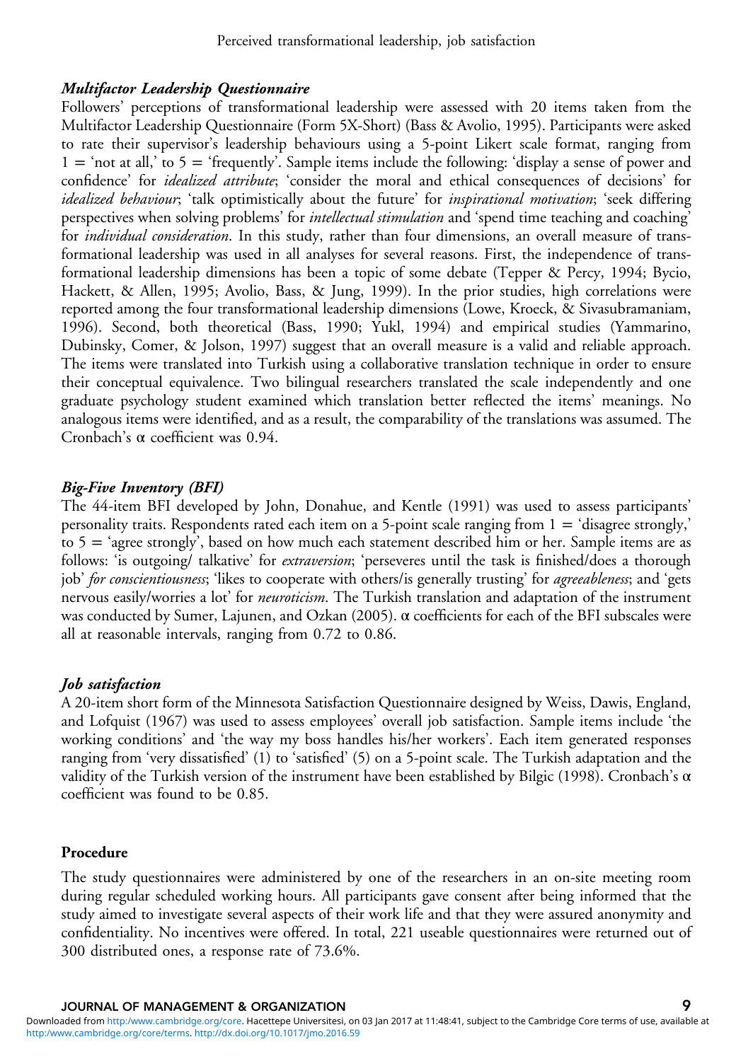### *Multifactor Leadership Questionnaire*

Followers' perceptions of transformational leadership were assessed with 20 items taken from the Multifactor Leadership Questionnaire (Form 5X-Short) (Bass & Avolio, 1995). Participants were asked to rate their supervisor's leadership behaviours using a 5-point Likert scale format, ranging from 1 = 'not at all,' to 5 = 'frequently'. Sample items include the following: 'display a sense of power and confidence' for *idealized attribute*; 'consider the moral and ethical consequences of decisions' for *idealized behaviour*; 'talk optimistically about the future' for *inspirational motivation*; 'seek differing perspectives when solving problems' for *intellectual stimulation* and 'spend time teaching and coaching' for *individual consideration*. In this study, rather than four dimensions, an overall measure of transformational leadership was used in all analyses for several reasons. First, the independence of transformational leadership dimensions has been a topic of some debate (Tepper & Percy, 1994; Bycio, Hackett, & Allen, 1995; Avolio, Bass, & Jung, 1999). In the prior studies, high correlations were reported among the four transformational leadership dimensions (Lowe, Kroeck, & Sivasubramaniam, 1996). Second, both theoretical (Bass, 1990; Yukl, 1994) and empirical studies (Yammarino, Dubinsky, Comer, & Jolson, 1997) suggest that an overall measure is a valid and reliable approach. The items were translated into Turkish using a collaborative translation technique in order to ensure their conceptual equivalence. Two bilingual researchers translated the scale independently and one graduate psychology student examined which translation better reflected the items' meanings. No analogous items were identified, and as a result, the comparability of the translations was assumed. The Cronbach's α coefficient was 0.94.

### *Big-Five Inventory (BFI)*

The 44-item BFI developed by John, Donahue, and Kentle (1991) was used to assess participants' personality traits. Respondents rated each item on a 5-point scale ranging from 1 = 'disagree strongly,' to 5 = 'agree strongly', based on how much each statement described him or her. Sample items are as follows: 'is outgoing/ talkative' for *extraversion*; 'perseveres until the task is finished/does a thorough job' *for conscientiousness*; 'likes to cooperate with others/is generally trusting' for *agreeableness*; and 'gets nervous easily/worries a lot' for *neuroticism*. The Turkish translation and adaptation of the instrument was conducted by Sumer, Lajunen, and Ozkan (2005). α coefficients for each of the BFI subscales were all at reasonable intervals, ranging from 0.72 to 0.86.

### *Job satisfaction*

A 20-item short form of the Minnesota Satisfaction Questionnaire designed by Weiss, Dawis, England, and Lofquist (1967) was used to assess employees' overall job satisfaction. Sample items include 'the working conditions' and 'the way my boss handles his/her workers'. Each item generated responses ranging from 'very dissatisfied' (1) to 'satisfied' (5) on a 5-point scale. The Turkish adaptation and the validity of the Turkish version of the instrument have been established by Bilgic (1998). Cronbach's α coefficient was found to be 0.85.

## Procedure

The study questionnaires were administered by one of the researchers in an on-site meeting room during regular scheduled working hours. All participants gave consent after being informed that the study aimed to investigate several aspects of their work life and that they were assured anonymity and confidentiality. No incentives were offered. In total, 221 useable questionnaires were returned out of 300 distributed ones, a response rate of 73.6%.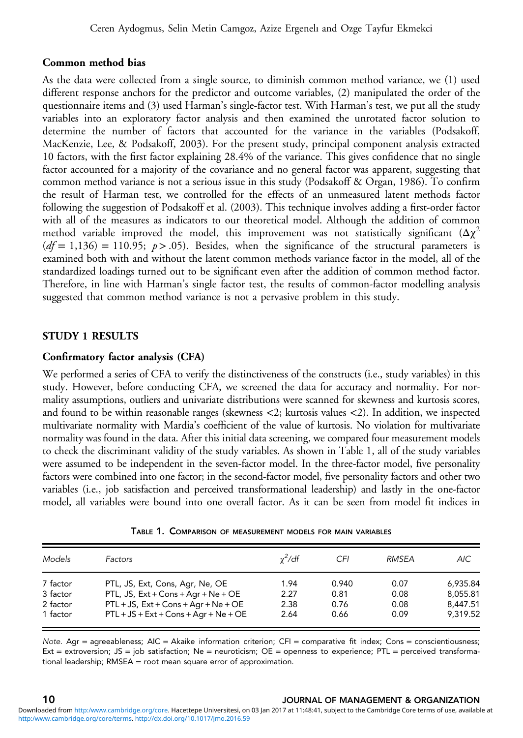### Common method bias

As the data were collected from a single source, to diminish common method variance, we (1) used different response anchors for the predictor and outcome variables, (2) manipulated the order of the questionnaire items and (3) used Harman's single-factor test. With Harman's test, we put all the study variables into an exploratory factor analysis and then examined the unrotated factor solution to determine the number of factors that accounted for the variance in the variables (Podsakoff, MacKenzie, Lee, & Podsakoff, 2003). For the present study, principal component analysis extracted 10 factors, with the first factor explaining 28.4% of the variance. This gives confidence that no single factor accounted for a majority of the covariance and no general factor was apparent, suggesting that common method variance is not a serious issue in this study (Podsakoff & Organ, 1986). To confirm the result of Harman test, we controlled for the effects of an unmeasured latent methods factor following the suggestion of Podsakoff et al. (2003). This technique involves adding a first-order factor with all of the measures as indicators to our theoretical model. Although the addition of common method variable improved the model, this improvement was not statistically significant ($\Delta\chi^2$ ($df$ = 1,136) = 110.95; $p > .05$). Besides, when the significance of the structural parameters is examined both with and without the latent common methods variance factor in the model, all of the standardized loadings turned out to be significant even after the addition of common method factor. Therefore, in line with Harman's single factor test, the results of common-factor modelling analysis suggested that common method variance is not a pervasive problem in this study.

## STUDY 1 RESULTS

### Confirmatory factor analysis (CFA)

We performed a series of CFA to verify the distinctiveness of the constructs (i.e., study variables) in this study. However, before conducting CFA, we screened the data for accuracy and normality. For normality assumptions, outliers and univariate distributions were scanned for skewness and kurtosis scores, and found to be within reasonable ranges (skewness <2; kurtosis values <2). In addition, we inspected multivariate normality with Mardia's coefficient of the value of kurtosis. No violation for multivariate normality was found in the data. After this initial data screening, we compared four measurement models to check the discriminant validity of the study variables. As shown in Table 1, all of the study variables were assumed to be independent in the seven-factor model. In the three-factor model, five personality factors were combined into one factor; in the second-factor model, five personality factors and other two variables (i.e., job satisfaction and perceived transformational leadership) and lastly in the one-factor model, all variables were bound into one overall factor. As it can be seen from model fit indices in

Table 1. Comparison of measurement models for main variables

| *Models* | *Factors* | $\chi^2/df$ | *CFI* | *RMSEA* | *AIC* |
|---|---|---|---|---|---|
| 7 factor | PTL, JS, Ext, Cons, Agr, Ne, OE | 1.94 | 0.940 | 0.07 | 6,935.84 |
| 3 factor | PTL, JS, Ext + Cons + Agr + Ne + OE | 2.27 | 0.81 | 0.08 | 8,055.81 |
| 2 factor | PTL + JS, Ext + Cons + Agr + Ne + OE | 2.38 | 0.76 | 0.08 | 8,447.51 |
| 1 factor | PTL + JS + Ext + Cons + Agr + Ne + OE | 2.64 | 0.66 | 0.09 | 9,319.52 |

*Note.* Agr = agreeableness; AIC = Akaike information criterion; CFI = comparative fit index; Cons = conscientiousness; Ext = extroversion; JS = job satisfaction; Ne = neuroticism; OE = openness to experience; PTL = perceived transformational leadership; RMSEA = root mean square error of approximation.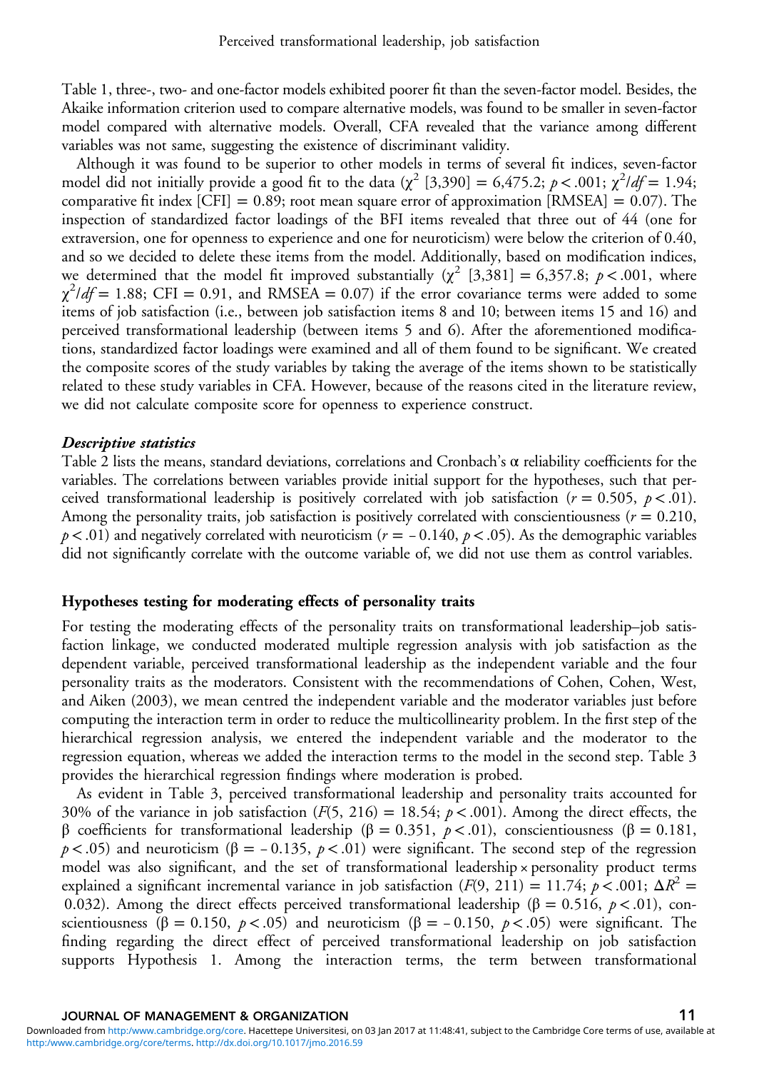Table 1, three-, two- and one-factor models exhibited poorer fit than the seven-factor model. Besides, the Akaike information criterion used to compare alternative models, was found to be smaller in seven-factor model compared with alternative models. Overall, CFA revealed that the variance among different variables was not same, suggesting the existence of discriminant validity.

Although it was found to be superior to other models in terms of several fit indices, seven-factor model did not initially provide a good fit to the data ($\chi^2$ [3,390] = 6,475.2; $p < .001$; $\chi^2/df = 1.94$; comparative fit index [CFI] = 0.89; root mean square error of approximation [RMSEA] = 0.07). The inspection of standardized factor loadings of the BFI items revealed that three out of 44 (one for extraversion, one for openness to experience and one for neuroticism) were below the criterion of 0.40, and so we decided to delete these items from the model. Additionally, based on modification indices, we determined that the model fit improved substantially ($\chi^2$ [3,381] = 6,357.8; $p < .001$, where $\chi^2/df = 1.88$; CFI = 0.91, and RMSEA = 0.07) if the error covariance terms were added to some items of job satisfaction (i.e., between job satisfaction items 8 and 10; between items 15 and 16) and perceived transformational leadership (between items 5 and 6). After the aforementioned modifications, standardized factor loadings were examined and all of them found to be significant. We created the composite scores of the study variables by taking the average of the items shown to be statistically related to these study variables in CFA. However, because of the reasons cited in the literature review, we did not calculate composite score for openness to experience construct.

### *Descriptive statistics*

Table 2 lists the means, standard deviations, correlations and Cronbach's α reliability coefficients for the variables. The correlations between variables provide initial support for the hypotheses, such that perceived transformational leadership is positively correlated with job satisfaction ($r = 0.505$, $p < .01$). Among the personality traits, job satisfaction is positively correlated with conscientiousness ($r = 0.210$, $p < .01$) and negatively correlated with neuroticism ($r = -0.140$, $p < .05$). As the demographic variables did not significantly correlate with the outcome variable of, we did not use them as control variables.

## Hypotheses testing for moderating effects of personality traits

For testing the moderating effects of the personality traits on transformational leadership–job satisfaction linkage, we conducted moderated multiple regression analysis with job satisfaction as the dependent variable, perceived transformational leadership as the independent variable and the four personality traits as the moderators. Consistent with the recommendations of Cohen, Cohen, West, and Aiken (2003), we mean centred the independent variable and the moderator variables just before computing the interaction term in order to reduce the multicollinearity problem. In the first step of the hierarchical regression analysis, we entered the independent variable and the moderator to the regression equation, whereas we added the interaction terms to the model in the second step. Table 3 provides the hierarchical regression findings where moderation is probed.

As evident in Table 3, perceived transformational leadership and personality traits accounted for 30% of the variance in job satisfaction ($F(5, 216) = 18.54$; $p < .001$). Among the direct effects, the β coefficients for transformational leadership ($\beta = 0.351$, $p < .01$), conscientiousness ($\beta = 0.181$, $p < .05$) and neuroticism ($\beta = -0.135$, $p < .01$) were significant. The second step of the regression model was also significant, and the set of transformational leadership × personality product terms explained a significant incremental variance in job satisfaction ($F(9, 211) = 11.74$; $p < .001$; $\Delta R^2 = 0.032$). Among the direct effects perceived transformational leadership ($\beta = 0.516$, $p < .01$), conscientiousness ($\beta = 0.150$, $p < .05$) and neuroticism ($\beta = -0.150$, $p < .05$) were significant. The finding regarding the direct effect of perceived transformational leadership on job satisfaction supports Hypothesis 1. Among the interaction terms, the term between transformational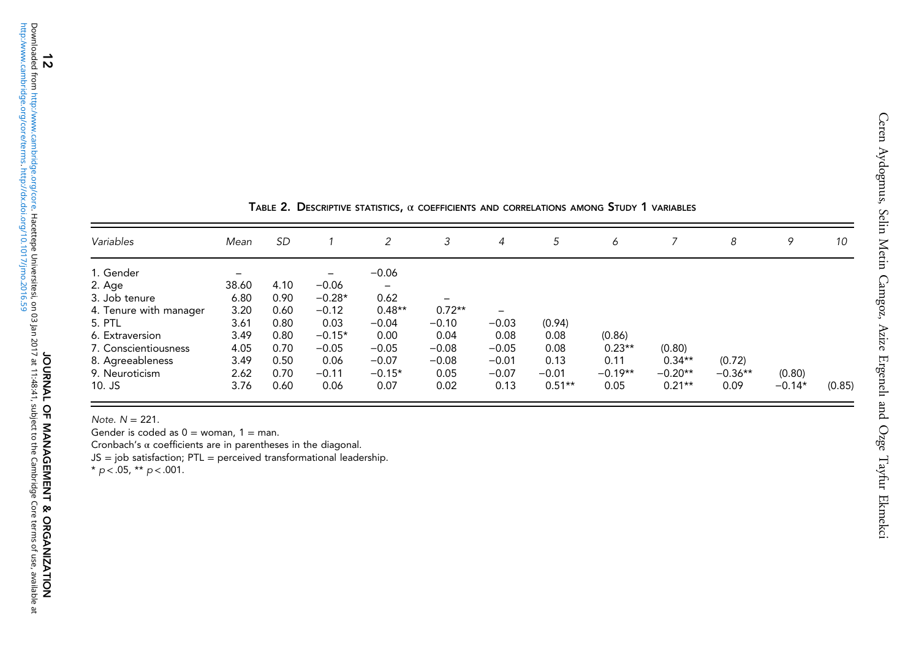**Table 2. Descriptive statistics, α coefficients and correlations among Study 1 variables**

| *Variables* | *Mean* | *SD* | *1* | *2* | *3* | *4* | *5* | *6* | *7* | *8* | *9* | *10* |
|---|---|---|---|---|---|---|---|---|---|---|---|---|
| 1. Gender | – | | – | −0.06 | | | | | | | | |
| 2. Age | 38.60 | 4.10 | −0.06 | – | | | | | | | | |
| 3. Job tenure | 6.80 | 0.90 | −0.28* | 0.62 | – | | | | | | | |
| 4. Tenure with manager | 3.20 | 0.60 | −0.12 | 0.48** | 0.72** | – | | | | | | |
| 5. PTL | 3.61 | 0.80 | 0.03 | −0.04 | −0.10 | −0.03 | (0.94) | | | | | |
| 6. Extraversion | 3.49 | 0.80 | −0.15* | 0.00 | 0.04 | 0.08 | 0.08 | (0.86) | | | | |
| 7. Conscientiousness | 4.05 | 0.70 | −0.05 | −0.05 | −0.08 | −0.05 | 0.08 | 0.23** | (0.80) | | | |
| 8. Agreeableness | 3.49 | 0.50 | 0.06 | −0.07 | −0.08 | −0.01 | 0.13 | 0.11 | 0.34** | (0.72) | | |
| 9. Neuroticism | 2.62 | 0.70 | −0.11 | −0.15* | 0.05 | −0.07 | −0.01 | −0.19** | −0.20** | −0.36** | (0.80) | |
| 10. JS | 3.76 | 0.60 | 0.06 | 0.07 | 0.02 | 0.13 | 0.51** | 0.05 | 0.21** | 0.09 | −0.14* | (0.85) |

*Note.* $N = 221$.
Gender is coded as 0 = woman, 1 = man.
Cronbach's α coefficients are in parentheses in the diagonal.
JS = job satisfaction; PTL = perceived transformational leadership.
* $p < .05$, ** $p < .001$.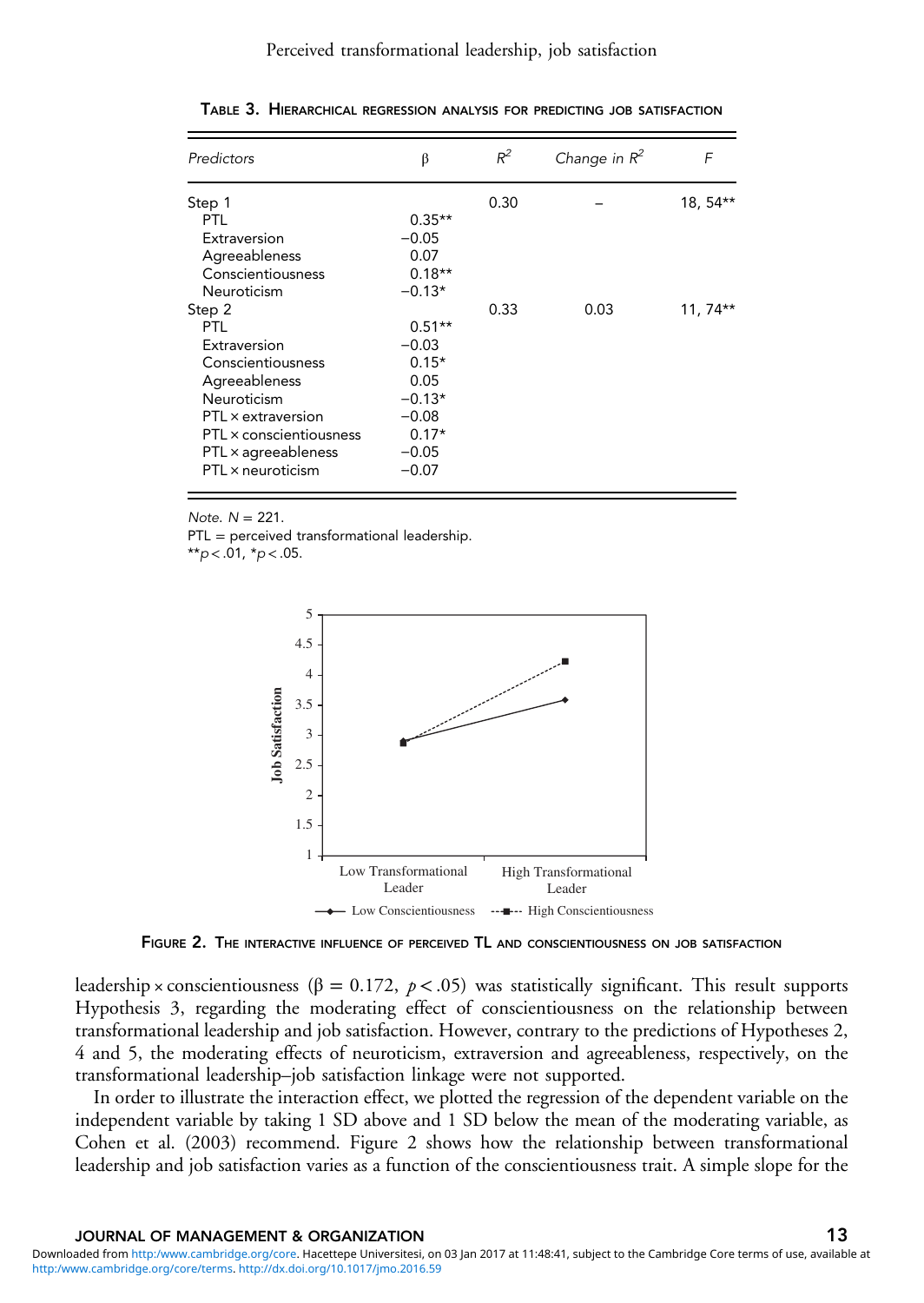Table 3. Hierarchical regression analysis for predicting job satisfaction

| Predictors | β | $R^2$ | Change in $R^2$ | $F$ |
|---|---|---|---|---|
| Step 1 | | 0.30 | – | 18, 54** |
| PTL | 0.35** | | | |
| Extraversion | −0.05 | | | |
| Agreeableness | 0.07 | | | |
| Conscientiousness | 0.18** | | | |
| Neuroticism | −0.13* | | | |
| Step 2 | | 0.33 | 0.03 | 11, 74** |
| PTL | 0.51** | | | |
| Extraversion | −0.03 | | | |
| Conscientiousness | 0.15* | | | |
| Agreeableness | 0.05 | | | |
| Neuroticism | −0.13* | | | |
| PTL × extraversion | −0.08 | | | |
| PTL × conscientiousness | 0.17* | | | |
| PTL × agreeableness | −0.05 | | | |
| PTL × neuroticism | −0.07 | | | |

*Note.* $N = 221$.
PTL = perceived transformational leadership.
**$p < .01$, *$p < .05$.

Figure 2. The interactive influence of perceived TL and conscientiousness on job satisfaction

leadership × conscientiousness ($\beta = 0.172$, $p < .05$) was statistically significant. This result supports Hypothesis 3, regarding the moderating effect of conscientiousness on the relationship between transformational leadership and job satisfaction. However, contrary to the predictions of Hypotheses 2, 4 and 5, the moderating effects of neuroticism, extraversion and agreeableness, respectively, on the transformational leadership–job satisfaction linkage were not supported.

In order to illustrate the interaction effect, we plotted the regression of the dependent variable on the independent variable by taking 1 SD above and 1 SD below the mean of the moderating variable, as Cohen et al. (2003) recommend. Figure 2 shows how the relationship between transformational leadership and job satisfaction varies as a function of the conscientiousness trait. A simple slope for the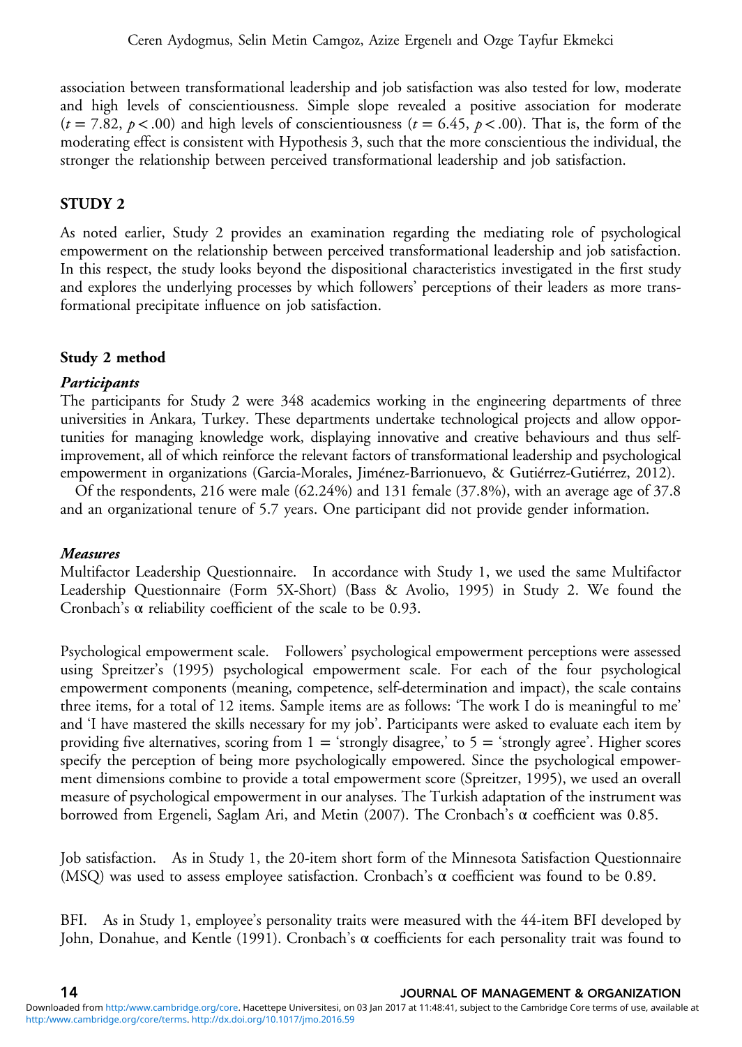association between transformational leadership and job satisfaction was also tested for low, moderate and high levels of conscientiousness. Simple slope revealed a positive association for moderate ($t = 7.82$, $p < .00$) and high levels of conscientiousness ($t = 6.45$, $p < .00$). That is, the form of the moderating effect is consistent with Hypothesis 3, such that the more conscientious the individual, the stronger the relationship between perceived transformational leadership and job satisfaction.

## STUDY 2

As noted earlier, Study 2 provides an examination regarding the mediating role of psychological empowerment on the relationship between perceived transformational leadership and job satisfaction. In this respect, the study looks beyond the dispositional characteristics investigated in the first study and explores the underlying processes by which followers' perceptions of their leaders as more transformational precipitate influence on job satisfaction.

### Study 2 method

#### *Participants*

The participants for Study 2 were 348 academics working in the engineering departments of three universities in Ankara, Turkey. These departments undertake technological projects and allow opportunities for managing knowledge work, displaying innovative and creative behaviours and thus self-improvement, all of which reinforce the relevant factors of transformational leadership and psychological empowerment in organizations (Garcia-Morales, Jiménez-Barrionuevo, & Gutiérrez-Gutiérrez, 2012).

Of the respondents, 216 were male (62.24%) and 131 female (37.8%), with an average age of 37.8 and an organizational tenure of 5.7 years. One participant did not provide gender information.

#### *Measures*

Multifactor Leadership Questionnaire. In accordance with Study 1, we used the same Multifactor Leadership Questionnaire (Form 5X-Short) (Bass & Avolio, 1995) in Study 2. We found the Cronbach's α reliability coefficient of the scale to be 0.93.

Psychological empowerment scale. Followers' psychological empowerment perceptions were assessed using Spreitzer's (1995) psychological empowerment scale. For each of the four psychological empowerment components (meaning, competence, self-determination and impact), the scale contains three items, for a total of 12 items. Sample items are as follows: 'The work I do is meaningful to me' and 'I have mastered the skills necessary for my job'. Participants were asked to evaluate each item by providing five alternatives, scoring from 1 = 'strongly disagree,' to 5 = 'strongly agree'. Higher scores specify the perception of being more psychologically empowered. Since the psychological empowerment dimensions combine to provide a total empowerment score (Spreitzer, 1995), we used an overall measure of psychological empowerment in our analyses. The Turkish adaptation of the instrument was borrowed from Ergeneli, Saglam Ari, and Metin (2007). The Cronbach's α coefficient was 0.85.

Job satisfaction. As in Study 1, the 20-item short form of the Minnesota Satisfaction Questionnaire (MSQ) was used to assess employee satisfaction. Cronbach's α coefficient was found to be 0.89.

BFI. As in Study 1, employee's personality traits were measured with the 44-item BFI developed by John, Donahue, and Kentle (1991). Cronbach's α coefficients for each personality trait was found to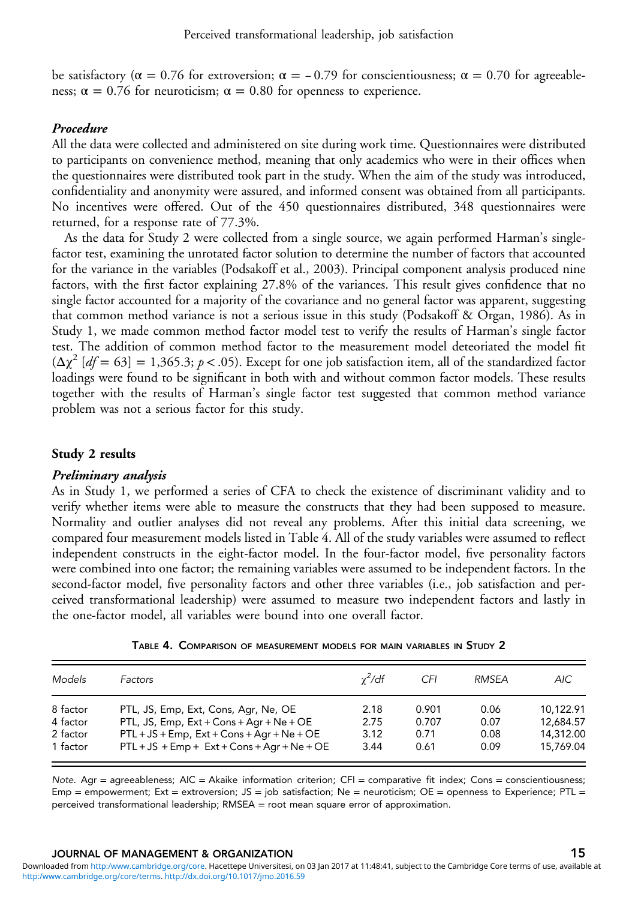be satisfactory (α = 0.76 for extroversion; α = − 0.79 for conscientiousness; α = 0.70 for agreeableness; α = 0.76 for neuroticism; α = 0.80 for openness to experience.

### *Procedure*

All the data were collected and administered on site during work time. Questionnaires were distributed to participants on convenience method, meaning that only academics who were in their offices when the questionnaires were distributed took part in the study. When the aim of the study was introduced, confidentiality and anonymity were assured, and informed consent was obtained from all participants. No incentives were offered. Out of the 450 questionnaires distributed, 348 questionnaires were returned, for a response rate of 77.3%.

As the data for Study 2 were collected from a single source, we again performed Harman's single-factor test, examining the unrotated factor solution to determine the number of factors that accounted for the variance in the variables (Podsakoff et al., 2003). Principal component analysis produced nine factors, with the first factor explaining 27.8% of the variances. This result gives confidence that no single factor accounted for a majority of the covariance and no general factor was apparent, suggesting that common method variance is not a serious issue in this study (Podsakoff & Organ, 1986). As in Study 1, we made common method factor model test to verify the results of Harman's single factor test. The addition of common method factor to the measurement model deteoriated the model fit ($\Delta\chi^2$ [$df = 63$] = 1,365.3; $p < .05$). Except for one job satisfaction item, all of the standardized factor loadings were found to be significant in both with and without common factor models. These results together with the results of Harman's single factor test suggested that common method variance problem was not a serious factor for this study.

## Study 2 results

### *Preliminary analysis*

As in Study 1, we performed a series of CFA to check the existence of discriminant validity and to verify whether items were able to measure the constructs that they had been supposed to measure. Normality and outlier analyses did not reveal any problems. After this initial data screening, we compared four measurement models listed in Table 4. All of the study variables were assumed to reflect independent constructs in the eight-factor model. In the four-factor model, five personality factors were combined into one factor; the remaining variables were assumed to be independent factors. In the second-factor model, five personality factors and other three variables (i.e., job satisfaction and perceived transformational leadership) were assumed to measure two independent factors and lastly in the one-factor model, all variables were bound into one overall factor.

TABLE 4. COMPARISON OF MEASUREMENT MODELS FOR MAIN VARIABLES IN STUDY 2

| *Models* | *Factors* | $\chi^2/df$ | *CFI* | *RMSEA* | *AIC* |
|---|---|---|---|---|---|
| 8 factor | PTL, JS, Emp, Ext, Cons, Agr, Ne, OE | 2.18 | 0.901 | 0.06 | 10,122.91 |
| 4 factor | PTL, JS, Emp, Ext + Cons + Agr + Ne + OE | 2.75 | 0.707 | 0.07 | 12,684.57 |
| 2 factor | PTL + JS + Emp, Ext + Cons + Agr + Ne + OE | 3.12 | 0.71 | 0.08 | 14,312.00 |
| 1 factor | PTL + JS + Emp + Ext + Cons + Agr + Ne + OE | 3.44 | 0.61 | 0.09 | 15,769.04 |

*Note*. Agr = agreeableness; AIC = Akaike information criterion; CFI = comparative fit index; Cons = conscientiousness; Emp = empowerment; Ext = extroversion; JS = job satisfaction; Ne = neuroticism; OE = openness to Experience; PTL = perceived transformational leadership; RMSEA = root mean square error of approximation.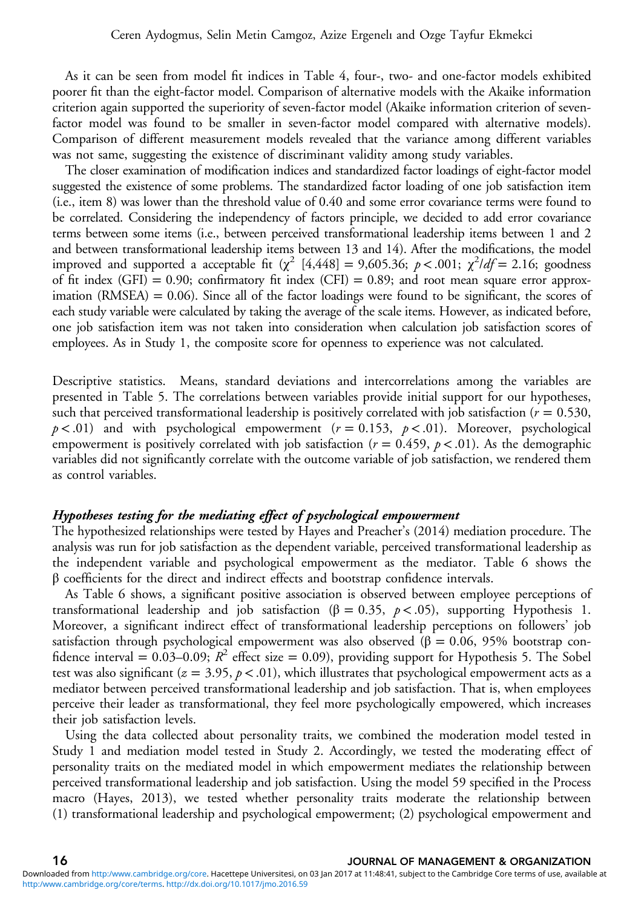As it can be seen from model fit indices in Table 4, four-, two- and one-factor models exhibited poorer fit than the eight-factor model. Comparison of alternative models with the Akaike information criterion again supported the superiority of seven-factor model (Akaike information criterion of seven-factor model was found to be smaller in seven-factor model compared with alternative models). Comparison of different measurement models revealed that the variance among different variables was not same, suggesting the existence of discriminant validity among study variables.

The closer examination of modification indices and standardized factor loadings of eight-factor model suggested the existence of some problems. The standardized factor loading of one job satisfaction item (i.e., item 8) was lower than the threshold value of 0.40 and some error covariance terms were found to be correlated. Considering the independency of factors principle, we decided to add error covariance terms between some items (i.e., between perceived transformational leadership items between 1 and 2 and between transformational leadership items between 13 and 14). After the modifications, the model improved and supported a acceptable fit ($\chi^2$ [4,448] = 9,605.36; $p < .001$; $\chi^2/df = 2.16$; goodness of fit index (GFI) = 0.90; confirmatory fit index (CFI) = 0.89; and root mean square error approximation (RMSEA) = 0.06). Since all of the factor loadings were found to be significant, the scores of each study variable were calculated by taking the average of the scale items. However, as indicated before, one job satisfaction item was not taken into consideration when calculation job satisfaction scores of employees. As in Study 1, the composite score for openness to experience was not calculated.

Descriptive statistics. Means, standard deviations and intercorrelations among the variables are presented in Table 5. The correlations between variables provide initial support for our hypotheses, such that perceived transformational leadership is positively correlated with job satisfaction ($r = 0.530$, $p < .01$) and with psychological empowerment ($r = 0.153$, $p < .01$). Moreover, psychological empowerment is positively correlated with job satisfaction ($r = 0.459$, $p < .01$). As the demographic variables did not significantly correlate with the outcome variable of job satisfaction, we rendered them as control variables.

### *Hypotheses testing for the mediating effect of psychological empowerment*

The hypothesized relationships were tested by Hayes and Preacher's (2014) mediation procedure. The analysis was run for job satisfaction as the dependent variable, perceived transformational leadership as the independent variable and psychological empowerment as the mediator. Table 6 shows the β coefficients for the direct and indirect effects and bootstrap confidence intervals.

As Table 6 shows, a significant positive association is observed between employee perceptions of transformational leadership and job satisfaction ($\beta = 0.35$, $p < .05$), supporting Hypothesis 1. Moreover, a significant indirect effect of transformational leadership perceptions on followers' job satisfaction through psychological empowerment was also observed ($\beta = 0.06$, 95% bootstrap confidence interval = 0.03–0.09; $R^2$ effect size = 0.09), providing support for Hypothesis 5. The Sobel test was also significant ($z = 3.95$, $p < .01$), which illustrates that psychological empowerment acts as a mediator between perceived transformational leadership and job satisfaction. That is, when employees perceive their leader as transformational, they feel more psychologically empowered, which increases their job satisfaction levels.

Using the data collected about personality traits, we combined the moderation model tested in Study 1 and mediation model tested in Study 2. Accordingly, we tested the moderating effect of personality traits on the mediated model in which empowerment mediates the relationship between perceived transformational leadership and job satisfaction. Using the model 59 specified in the Process macro (Hayes, 2013), we tested whether personality traits moderate the relationship between (1) transformational leadership and psychological empowerment; (2) psychological empowerment and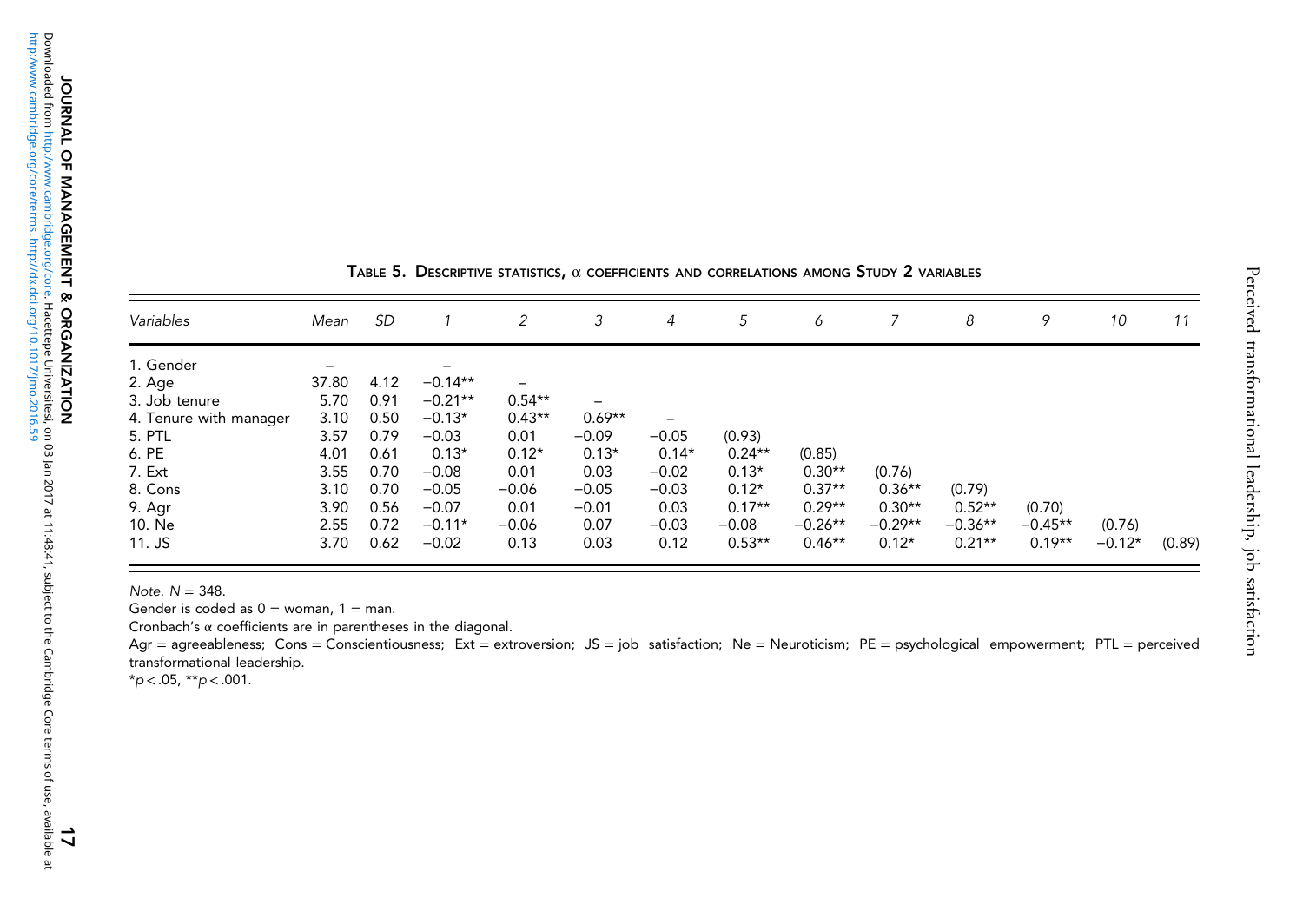**Table 5. Descriptive statistics, α coefficients and correlations among Study 2 variables**

| *Variables* | *Mean* | *SD* | *1* | *2* | *3* | *4* | *5* | *6* | *7* | *8* | *9* | *10* | *11* |
|---|---|---|---|---|---|---|---|---|---|---|---|---|---|
| 1. Gender | – | | – | | | | | | | | | | |
| 2. Age | 37.80 | 4.12 | −0.14** | – | | | | | | | | | |
| 3. Job tenure | 5.70 | 0.91 | −0.21** | 0.54** | – | | | | | | | | |
| 4. Tenure with manager | 3.10 | 0.50 | −0.13* | 0.43** | 0.69** | – | | | | | | | |
| 5. PTL | 3.57 | 0.79 | −0.03 | 0.01 | −0.09 | −0.05 | (0.93) | | | | | | |
| 6. PE | 4.01 | 0.61 | 0.13* | 0.12* | 0.13* | 0.14* | 0.24** | (0.85) | | | | | |
| 7. Ext | 3.55 | 0.70 | −0.08 | 0.01 | 0.03 | −0.02 | 0.13* | 0.30** | (0.76) | | | | |
| 8. Cons | 3.10 | 0.70 | −0.05 | −0.06 | −0.05 | −0.03 | 0.12* | 0.37** | 0.36** | (0.79) | | | |
| 9. Agr | 3.90 | 0.56 | −0.07 | 0.01 | −0.01 | 0.03 | 0.17** | 0.29** | 0.30** | 0.52** | (0.70) | | |
| 10. Ne | 2.55 | 0.72 | −0.11* | −0.06 | 0.07 | −0.03 | −0.08 | −0.26** | −0.29** | −0.36** | −0.45** | (0.76) | |
| 11. JS | 3.70 | 0.62 | −0.02 | 0.13 | 0.03 | 0.12 | 0.53** | 0.46** | 0.12* | 0.21** | 0.19** | −0.12* | (0.89) |

*Note*. $N = 348$.

Gender is coded as 0 = woman, 1 = man.

Cronbach's α coefficients are in parentheses in the diagonal.

Agr = agreeableness; Cons = Conscientiousness; Ext = extroversion; JS = job satisfaction; Ne = Neuroticism; PE = psychological empowerment; PTL = perceived transformational leadership.

*$p < .05$, **$p < .001$.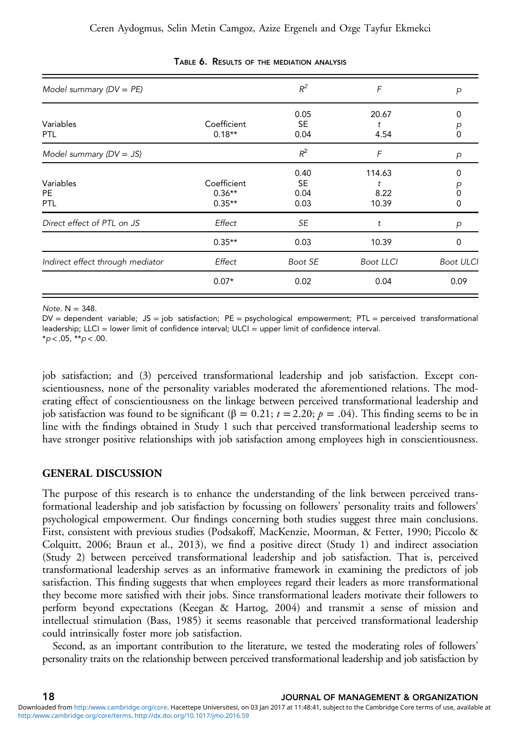Table 6. Results of the mediation analysis

| *Model summary (DV = PE)* | | $R^2$ | $F$ | $p$ |
|---|---|---|---|---|
| | | 0.05 | 20.67 | 0 |
| Variables | Coefficient | SE | $t$ | $p$ |
| PTL | 0.18** | 0.04 | 4.54 | 0 |
| *Model summary (DV = JS)* | | $R^2$ | $F$ | $p$ |
| | | 0.40 | 114.63 | 0 |
| Variables | Coefficient | SE | $t$ | $p$ |
| PE | 0.36** | 0.04 | 8.22 | 0 |
| PTL | 0.35** | 0.03 | 10.39 | 0 |
| *Direct effect of PTL on JS* | *Effect* | *SE* | $t$ | $p$ |
| | 0.35** | 0.03 | 10.39 | 0 |
| *Indirect effect through mediator* | *Effect* | *Boot SE* | *Boot LLCI* | *Boot ULCI* |
| | 0.07* | 0.02 | 0.04 | 0.09 |

*Note.* N = 348.
DV = dependent variable; JS = job satisfaction; PE = psychological empowerment; PTL = perceived transformational leadership; LLCI = lower limit of confidence interval; ULCI = upper limit of confidence interval.
$*p < .05$, $**p < .00$.

job satisfaction; and (3) perceived transformational leadership and job satisfaction. Except conscientiousness, none of the personality variables moderated the aforementioned relations. The moderating effect of conscientiousness on the linkage between perceived transformational leadership and job satisfaction was found to be significant ($\beta = 0.21$; $t = 2.20$; $p = .04$). This finding seems to be in line with the findings obtained in Study 1 such that perceived transformational leadership seems to have stronger positive relationships with job satisfaction among employees high in conscientiousness.

## GENERAL DISCUSSION

The purpose of this research is to enhance the understanding of the link between perceived transformational leadership and job satisfaction by focussing on followers' personality traits and followers' psychological empowerment. Our findings concerning both studies suggest three main conclusions. First, consistent with previous studies (Podsakoff, MacKenzie, Moorman, & Fetter, 1990; Piccolo & Colquitt, 2006; Braun et al., 2013), we find a positive direct (Study 1) and indirect association (Study 2) between perceived transformational leadership and job satisfaction. That is, perceived transformational leadership serves as an informative framework in examining the predictors of job satisfaction. This finding suggests that when employees regard their leaders as more transformational they become more satisfied with their jobs. Since transformational leaders motivate their followers to perform beyond expectations (Keegan & Hartog, 2004) and transmit a sense of mission and intellectual stimulation (Bass, 1985) it seems reasonable that perceived transformational leadership could intrinsically foster more job satisfaction.

Second, as an important contribution to the literature, we tested the moderating roles of followers' personality traits on the relationship between perceived transformational leadership and job satisfaction by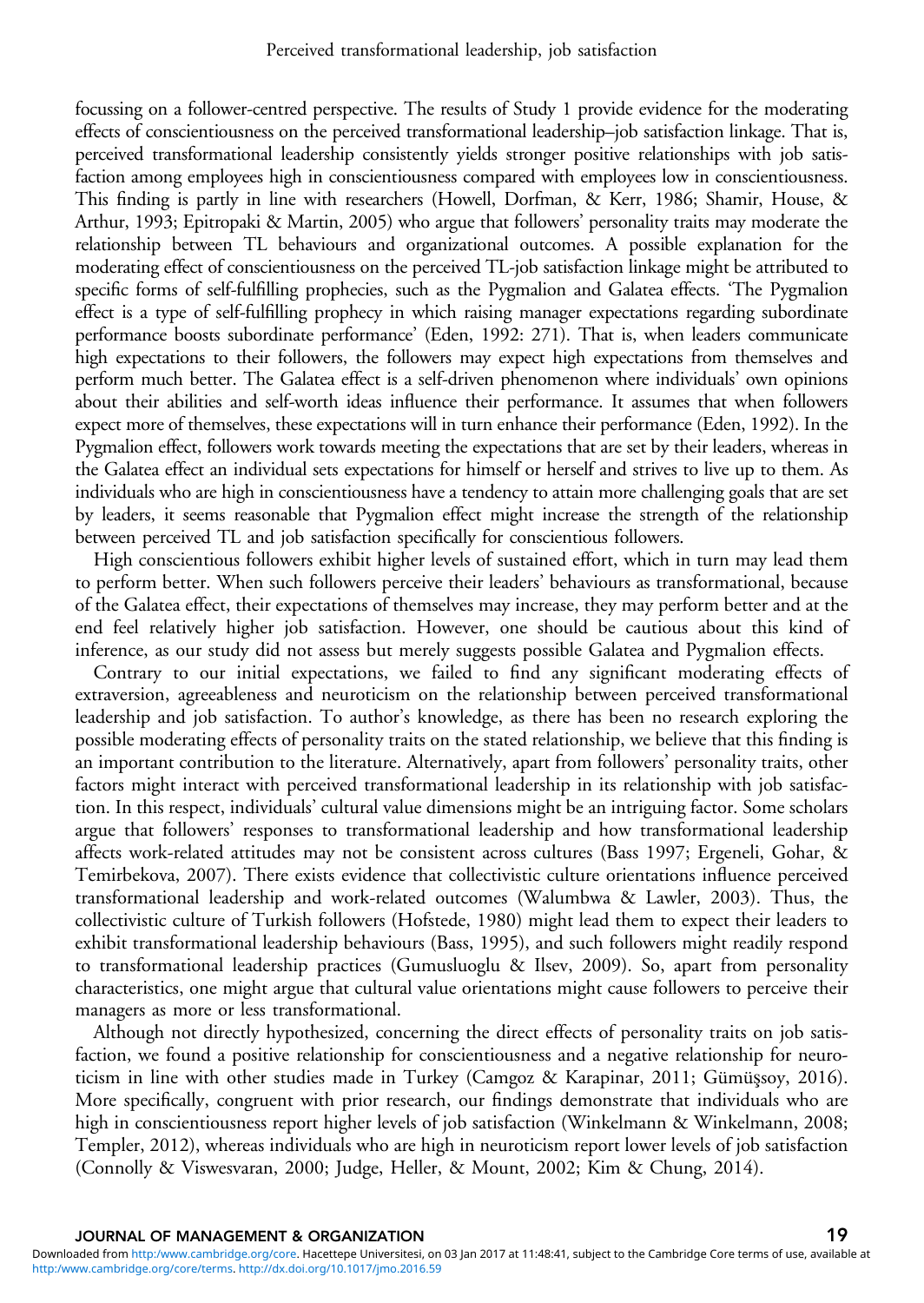focussing on a follower-centred perspective. The results of Study 1 provide evidence for the moderating effects of conscientiousness on the perceived transformational leadership–job satisfaction linkage. That is, perceived transformational leadership consistently yields stronger positive relationships with job satisfaction among employees high in conscientiousness compared with employees low in conscientiousness. This finding is partly in line with researchers (Howell, Dorfman, & Kerr, 1986; Shamir, House, & Arthur, 1993; Epitropaki & Martin, 2005) who argue that followers' personality traits may moderate the relationship between TL behaviours and organizational outcomes. A possible explanation for the moderating effect of conscientiousness on the perceived TL-job satisfaction linkage might be attributed to specific forms of self-fulfilling prophecies, such as the Pygmalion and Galatea effects. 'The Pygmalion effect is a type of self-fulfilling prophecy in which raising manager expectations regarding subordinate performance boosts subordinate performance' (Eden, 1992: 271). That is, when leaders communicate high expectations to their followers, the followers may expect high expectations from themselves and perform much better. The Galatea effect is a self-driven phenomenon where individuals' own opinions about their abilities and self-worth ideas influence their performance. It assumes that when followers expect more of themselves, these expectations will in turn enhance their performance (Eden, 1992). In the Pygmalion effect, followers work towards meeting the expectations that are set by their leaders, whereas in the Galatea effect an individual sets expectations for himself or herself and strives to live up to them. As individuals who are high in conscientiousness have a tendency to attain more challenging goals that are set by leaders, it seems reasonable that Pygmalion effect might increase the strength of the relationship between perceived TL and job satisfaction specifically for conscientious followers.

High conscientious followers exhibit higher levels of sustained effort, which in turn may lead them to perform better. When such followers perceive their leaders' behaviours as transformational, because of the Galatea effect, their expectations of themselves may increase, they may perform better and at the end feel relatively higher job satisfaction. However, one should be cautious about this kind of inference, as our study did not assess but merely suggests possible Galatea and Pygmalion effects.

Contrary to our initial expectations, we failed to find any significant moderating effects of extraversion, agreeableness and neuroticism on the relationship between perceived transformational leadership and job satisfaction. To author's knowledge, as there has been no research exploring the possible moderating effects of personality traits on the stated relationship, we believe that this finding is an important contribution to the literature. Alternatively, apart from followers' personality traits, other factors might interact with perceived transformational leadership in its relationship with job satisfaction. In this respect, individuals' cultural value dimensions might be an intriguing factor. Some scholars argue that followers' responses to transformational leadership and how transformational leadership affects work-related attitudes may not be consistent across cultures (Bass 1997; Ergeneli, Gohar, & Temirbekova, 2007). There exists evidence that collectivistic culture orientations influence perceived transformational leadership and work-related outcomes (Walumbwa & Lawler, 2003). Thus, the collectivistic culture of Turkish followers (Hofstede, 1980) might lead them to expect their leaders to exhibit transformational leadership behaviours (Bass, 1995), and such followers might readily respond to transformational leadership practices (Gumusluoglu & Ilsev, 2009). So, apart from personality characteristics, one might argue that cultural value orientations might cause followers to perceive their managers as more or less transformational.

Although not directly hypothesized, concerning the direct effects of personality traits on job satisfaction, we found a positive relationship for conscientiousness and a negative relationship for neuroticism in line with other studies made in Turkey (Camgoz & Karapinar, 2011; Gümüşsoy, 2016). More specifically, congruent with prior research, our findings demonstrate that individuals who are high in conscientiousness report higher levels of job satisfaction (Winkelmann & Winkelmann, 2008; Templer, 2012), whereas individuals who are high in neuroticism report lower levels of job satisfaction (Connolly & Viswesvaran, 2000; Judge, Heller, & Mount, 2002; Kim & Chung, 2014).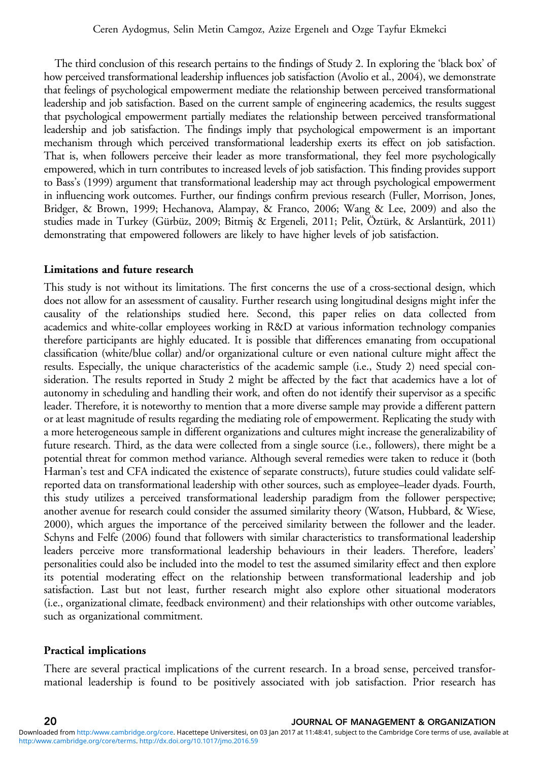The third conclusion of this research pertains to the findings of Study 2. In exploring the 'black box' of how perceived transformational leadership influences job satisfaction (Avolio et al., 2004), we demonstrate that feelings of psychological empowerment mediate the relationship between perceived transformational leadership and job satisfaction. Based on the current sample of engineering academics, the results suggest that psychological empowerment partially mediates the relationship between perceived transformational leadership and job satisfaction. The findings imply that psychological empowerment is an important mechanism through which perceived transformational leadership exerts its effect on job satisfaction. That is, when followers perceive their leader as more transformational, they feel more psychologically empowered, which in turn contributes to increased levels of job satisfaction. This finding provides support to Bass's (1999) argument that transformational leadership may act through psychological empowerment in influencing work outcomes. Further, our findings confirm previous research (Fuller, Morrison, Jones, Bridger, & Brown, 1999; Hechanova, Alampay, & Franco, 2006; Wang & Lee, 2009) and also the studies made in Turkey (Gürbüz, 2009; Bitmiş & Ergeneli, 2011; Pelit, Öztürk, & Arslantürk, 2011) demonstrating that empowered followers are likely to have higher levels of job satisfaction.

## Limitations and future research

This study is not without its limitations. The first concerns the use of a cross-sectional design, which does not allow for an assessment of causality. Further research using longitudinal designs might infer the causality of the relationships studied here. Second, this paper relies on data collected from academics and white-collar employees working in R&D at various information technology companies therefore participants are highly educated. It is possible that differences emanating from occupational classification (white/blue collar) and/or organizational culture or even national culture might affect the results. Especially, the unique characteristics of the academic sample (i.e., Study 2) need special consideration. The results reported in Study 2 might be affected by the fact that academics have a lot of autonomy in scheduling and handling their work, and often do not identify their supervisor as a specific leader. Therefore, it is noteworthy to mention that a more diverse sample may provide a different pattern or at least magnitude of results regarding the mediating role of empowerment. Replicating the study with a more heterogeneous sample in different organizations and cultures might increase the generalizability of future research. Third, as the data were collected from a single source (i.e., followers), there might be a potential threat for common method variance. Although several remedies were taken to reduce it (both Harman's test and CFA indicated the existence of separate constructs), future studies could validate self-reported data on transformational leadership with other sources, such as employee–leader dyads. Fourth, this study utilizes a perceived transformational leadership paradigm from the follower perspective; another avenue for research could consider the assumed similarity theory (Watson, Hubbard, & Wiese, 2000), which argues the importance of the perceived similarity between the follower and the leader. Schyns and Felfe (2006) found that followers with similar characteristics to transformational leadership leaders perceive more transformational leadership behaviours in their leaders. Therefore, leaders' personalities could also be included into the model to test the assumed similarity effect and then explore its potential moderating effect on the relationship between transformational leadership and job satisfaction. Last but not least, further research might also explore other situational moderators (i.e., organizational climate, feedback environment) and their relationships with other outcome variables, such as organizational commitment.

## Practical implications

There are several practical implications of the current research. In a broad sense, perceived transformational leadership is found to be positively associated with job satisfaction. Prior research has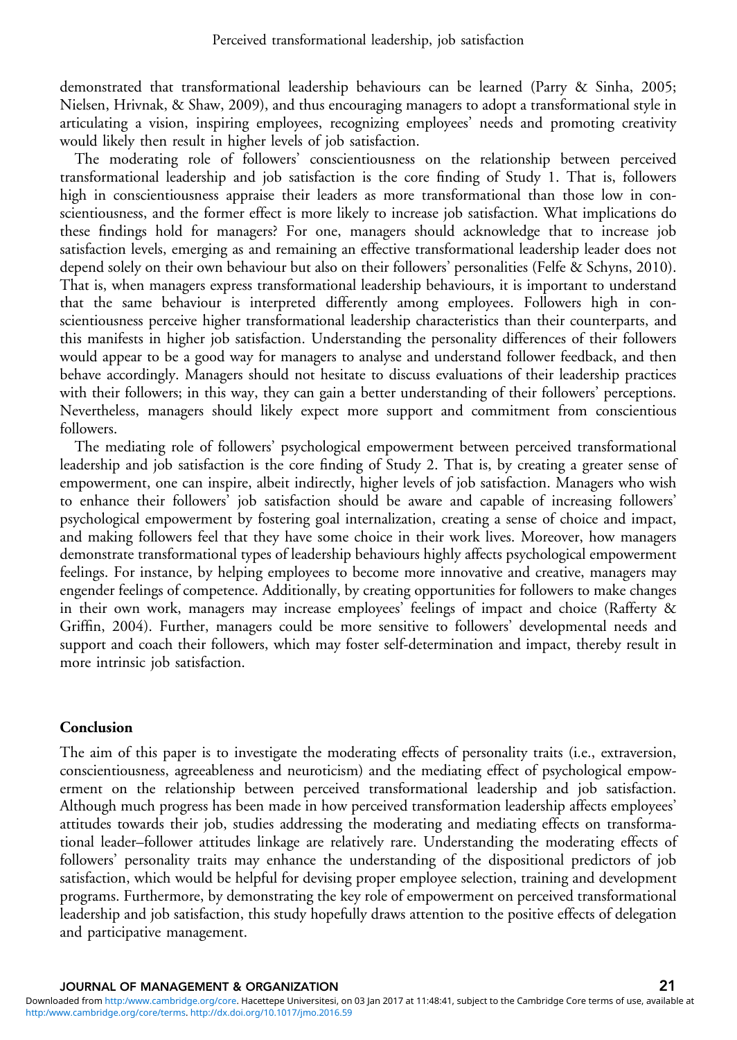demonstrated that transformational leadership behaviours can be learned (Parry & Sinha, 2005; Nielsen, Hrivnak, & Shaw, 2009), and thus encouraging managers to adopt a transformational style in articulating a vision, inspiring employees, recognizing employees' needs and promoting creativity would likely then result in higher levels of job satisfaction.

The moderating role of followers' conscientiousness on the relationship between perceived transformational leadership and job satisfaction is the core finding of Study 1. That is, followers high in conscientiousness appraise their leaders as more transformational than those low in conscientiousness, and the former effect is more likely to increase job satisfaction. What implications do these findings hold for managers? For one, managers should acknowledge that to increase job satisfaction levels, emerging as and remaining an effective transformational leadership leader does not depend solely on their own behaviour but also on their followers' personalities (Felfe & Schyns, 2010). That is, when managers express transformational leadership behaviours, it is important to understand that the same behaviour is interpreted differently among employees. Followers high in conscientiousness perceive higher transformational leadership characteristics than their counterparts, and this manifests in higher job satisfaction. Understanding the personality differences of their followers would appear to be a good way for managers to analyse and understand follower feedback, and then behave accordingly. Managers should not hesitate to discuss evaluations of their leadership practices with their followers; in this way, they can gain a better understanding of their followers' perceptions. Nevertheless, managers should likely expect more support and commitment from conscientious followers.

The mediating role of followers' psychological empowerment between perceived transformational leadership and job satisfaction is the core finding of Study 2. That is, by creating a greater sense of empowerment, one can inspire, albeit indirectly, higher levels of job satisfaction. Managers who wish to enhance their followers' job satisfaction should be aware and capable of increasing followers' psychological empowerment by fostering goal internalization, creating a sense of choice and impact, and making followers feel that they have some choice in their work lives. Moreover, how managers demonstrate transformational types of leadership behaviours highly affects psychological empowerment feelings. For instance, by helping employees to become more innovative and creative, managers may engender feelings of competence. Additionally, by creating opportunities for followers to make changes in their own work, managers may increase employees' feelings of impact and choice (Rafferty & Griffin, 2004). Further, managers could be more sensitive to followers' developmental needs and support and coach their followers, which may foster self-determination and impact, thereby result in more intrinsic job satisfaction.

## Conclusion

The aim of this paper is to investigate the moderating effects of personality traits (i.e., extraversion, conscientiousness, agreeableness and neuroticism) and the mediating effect of psychological empowerment on the relationship between perceived transformational leadership and job satisfaction. Although much progress has been made in how perceived transformation leadership affects employees' attitudes towards their job, studies addressing the moderating and mediating effects on transformational leader–follower attitudes linkage are relatively rare. Understanding the moderating effects of followers' personality traits may enhance the understanding of the dispositional predictors of job satisfaction, which would be helpful for devising proper employee selection, training and development programs. Furthermore, by demonstrating the key role of empowerment on perceived transformational leadership and job satisfaction, this study hopefully draws attention to the positive effects of delegation and participative management.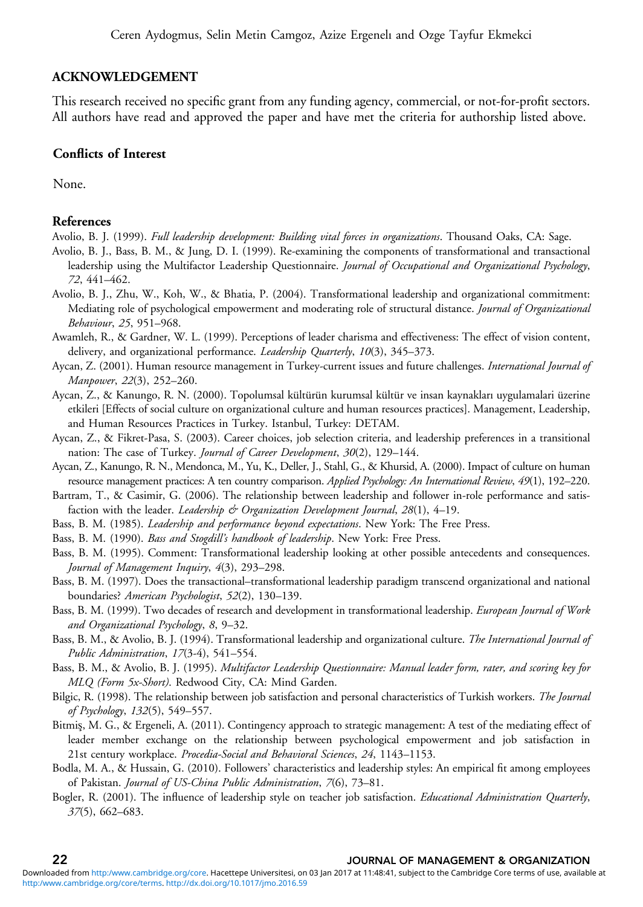## ACKNOWLEDGEMENT

This research received no specific grant from any funding agency, commercial, or not-for-profit sectors. All authors have read and approved the paper and have met the criteria for authorship listed above.

### Conflicts of Interest

None.

### References

Avolio, B. J. (1999). *Full leadership development: Building vital forces in organizations*. Thousand Oaks, CA: Sage.

Avolio, B. J., Bass, B. M., & Jung, D. I. (1999). Re-examining the components of transformational and transactional leadership using the Multifactor Leadership Questionnaire. *Journal of Occupational and Organizational Psychology*, *72*, 441–462.

Avolio, B. J., Zhu, W., Koh, W., & Bhatia, P. (2004). Transformational leadership and organizational commitment: Mediating role of psychological empowerment and moderating role of structural distance. *Journal of Organizational Behaviour*, *25*, 951–968.

Awamleh, R., & Gardner, W. L. (1999). Perceptions of leader charisma and effectiveness: The effect of vision content, delivery, and organizational performance. *Leadership Quarterly*, *10*(3), 345–373.

Aycan, Z. (2001). Human resource management in Turkey-current issues and future challenges. *International Journal of Manpower*, *22*(3), 252–260.

Aycan, Z., & Kanungo, R. N. (2000). Topolumsal kültürün kurumsal kültür ve insan kaynakları uygulamalari üzerine etkileri [Effects of social culture on organizational culture and human resources practices]. Management, Leadership, and Human Resources Practices in Turkey. Istanbul, Turkey: DETAM.

Aycan, Z., & Fikret-Pasa, S. (2003). Career choices, job selection criteria, and leadership preferences in a transitional nation: The case of Turkey. *Journal of Career Development*, *30*(2), 129–144.

Aycan, Z., Kanungo, R. N., Mendonca, M., Yu, K., Deller, J., Stahl, G., & Khursid, A. (2000). Impact of culture on human resource management practices: A ten country comparison. *Applied Psychology: An International Review*, *49*(1), 192–220.

Bartram, T., & Casimir, G. (2006). The relationship between leadership and follower in-role performance and satisfaction with the leader. *Leadership & Organization Development Journal*, *28*(1), 4–19.

Bass, B. M. (1985). *Leadership and performance beyond expectations*. New York: The Free Press.

Bass, B. M. (1990). *Bass and Stogdill's handbook of leadership*. New York: Free Press.

Bass, B. M. (1995). Comment: Transformational leadership looking at other possible antecedents and consequences. *Journal of Management Inquiry*, *4*(3), 293–298.

Bass, B. M. (1997). Does the transactional–transformational leadership paradigm transcend organizational and national boundaries? *American Psychologist*, *52*(2), 130–139.

Bass, B. M. (1999). Two decades of research and development in transformational leadership. *European Journal of Work and Organizational Psychology*, *8*, 9–32.

Bass, B. M., & Avolio, B. J. (1994). Transformational leadership and organizational culture. *The International Journal of Public Administration*, *17*(3-4), 541–554.

Bass, B. M., & Avolio, B. J. (1995). *Multifactor Leadership Questionnaire: Manual leader form, rater, and scoring key for MLQ (Form 5x-Short)*. Redwood City, CA: Mind Garden.

Bilgic, R. (1998). The relationship between job satisfaction and personal characteristics of Turkish workers. *The Journal of Psychology*, *132*(5), 549–557.

Bitmiş, M. G., & Ergeneli, A. (2011). Contingency approach to strategic management: A test of the mediating effect of leader member exchange on the relationship between psychological empowerment and job satisfaction in 21st century workplace. *Procedia-Social and Behavioral Sciences*, *24*, 1143–1153.

Bodla, M. A., & Hussain, G. (2010). Followers' characteristics and leadership styles: An empirical fit among employees of Pakistan. *Journal of US-China Public Administration*, *7*(6), 73–81.

Bogler, R. (2001). The influence of leadership style on teacher job satisfaction. *Educational Administration Quarterly*, *37*(5), 662–683.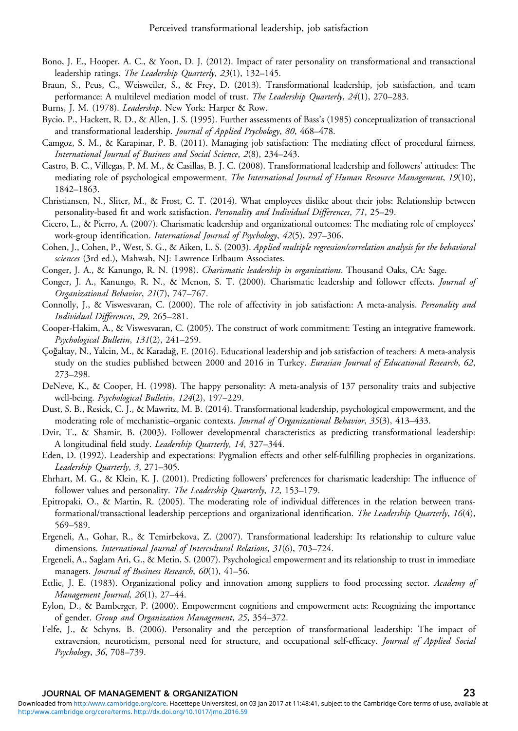Bono, J. E., Hooper, A. C., & Yoon, D. J. (2012). Impact of rater personality on transformational and transactional leadership ratings. *The Leadership Quarterly*, *23*(1), 132–145.

Braun, S., Peus, C., Weisweiler, S., & Frey, D. (2013). Transformational leadership, job satisfaction, and team performance: A multilevel mediation model of trust. *The Leadership Quarterly*, *24*(1), 270–283.

Burns, J. M. (1978). *Leadership*. New York: Harper & Row.

Bycio, P., Hackett, R. D., & Allen, J. S. (1995). Further assessments of Bass's (1985) conceptualization of transactional and transformational leadership. *Journal of Applied Psychology*, *80*, 468–478.

Camgoz, S. M., & Karapinar, P. B. (2011). Managing job satisfaction: The mediating effect of procedural fairness. *International Journal of Business and Social Science*, *2*(8), 234–243.

Castro, B. C., Villegas, P. M. M., & Casillas, B. J. C. (2008). Transformational leadership and followers' attitudes: The mediating role of psychological empowerment. *The International Journal of Human Resource Management*, *19*(10), 1842–1863.

Christiansen, N., Sliter, M., & Frost, C. T. (2014). What employees dislike about their jobs: Relationship between personality-based fit and work satisfaction. *Personality and Individual Differences*, *71*, 25–29.

Cicero, L., & Pierro, A. (2007). Charismatic leadership and organizational outcomes: The mediating role of employees' work-group identification. *International Journal of Psychology*, *42*(5), 297–306.

Cohen, J., Cohen, P., West, S. G., & Aiken, L. S. (2003). *Applied multiple regression/correlation analysis for the behavioral sciences* (3rd ed.), Mahwah, NJ: Lawrence Erlbaum Associates.

Conger, J. A., & Kanungo, R. N. (1998). *Charismatic leadership in organizations*. Thousand Oaks, CA: Sage.

Conger, J. A., Kanungo, R. N., & Menon, S. T. (2000). Charismatic leadership and follower effects. *Journal of Organizational Behavior*, *21*(7), 747–767.

Connolly, J., & Viswesvaran, C. (2000). The role of affectivity in job satisfaction: A meta-analysis. *Personality and Individual Differences*, *29*, 265–281.

Cooper-Hakim, A., & Viswesvaran, C. (2005). The construct of work commitment: Testing an integrative framework. *Psychological Bulletin*, *131*(2), 241–259.

Çoğaltay, N., Yalcin, M., & Karadağ, E. (2016). Educational leadership and job satisfaction of teachers: A meta-analysis study on the studies published between 2000 and 2016 in Turkey. *Eurasian Journal of Educational Research*, *62*, 273–298.

DeNeve, K., & Cooper, H. (1998). The happy personality: A meta-analysis of 137 personality traits and subjective well-being. *Psychological Bulletin*, *124*(2), 197–229.

Dust, S. B., Resick, C. J., & Mawritz, M. B. (2014). Transformational leadership, psychological empowerment, and the moderating role of mechanistic–organic contexts. *Journal of Organizational Behavior*, *35*(3), 413–433.

Dvir, T., & Shamir, B. (2003). Follower developmental characteristics as predicting transformational leadership: A longitudinal field study. *Leadership Quarterly*, *14*, 327–344.

Eden, D. (1992). Leadership and expectations: Pygmalion effects and other self-fulfilling prophecies in organizations. *Leadership Quarterly*, *3*, 271–305.

Ehrhart, M. G., & Klein, K. J. (2001). Predicting followers' preferences for charismatic leadership: The influence of follower values and personality. *The Leadership Quarterly*, *12*, 153–179.

Epitropaki, O., & Martin, R. (2005). The moderating role of individual differences in the relation between transformational/transactional leadership perceptions and organizational identification. *The Leadership Quarterly*, *16*(4), 569–589.

Ergeneli, A., Gohar, R., & Temirbekova, Z. (2007). Transformational leadership: Its relationship to culture value dimensions. *International Journal of Intercultural Relations*, *31*(6), 703–724.

Ergeneli, A., Saglam Ari, G., & Metin, S. (2007). Psychological empowerment and its relationship to trust in immediate managers. *Journal of Business Research*, *60*(1), 41–56.

Ettlie, J. E. (1983). Organizational policy and innovation among suppliers to food processing sector. *Academy of Management Journal*, *26*(1), 27–44.

Eylon, D., & Bamberger, P. (2000). Empowerment cognitions and empowerment acts: Recognizing the importance of gender. *Group and Organization Management*, *25*, 354–372.

Felfe, J., & Schyns, B. (2006). Personality and the perception of transformational leadership: The impact of extraversion, neuroticism, personal need for structure, and occupational self-efficacy. *Journal of Applied Social Psychology*, *36*, 708–739.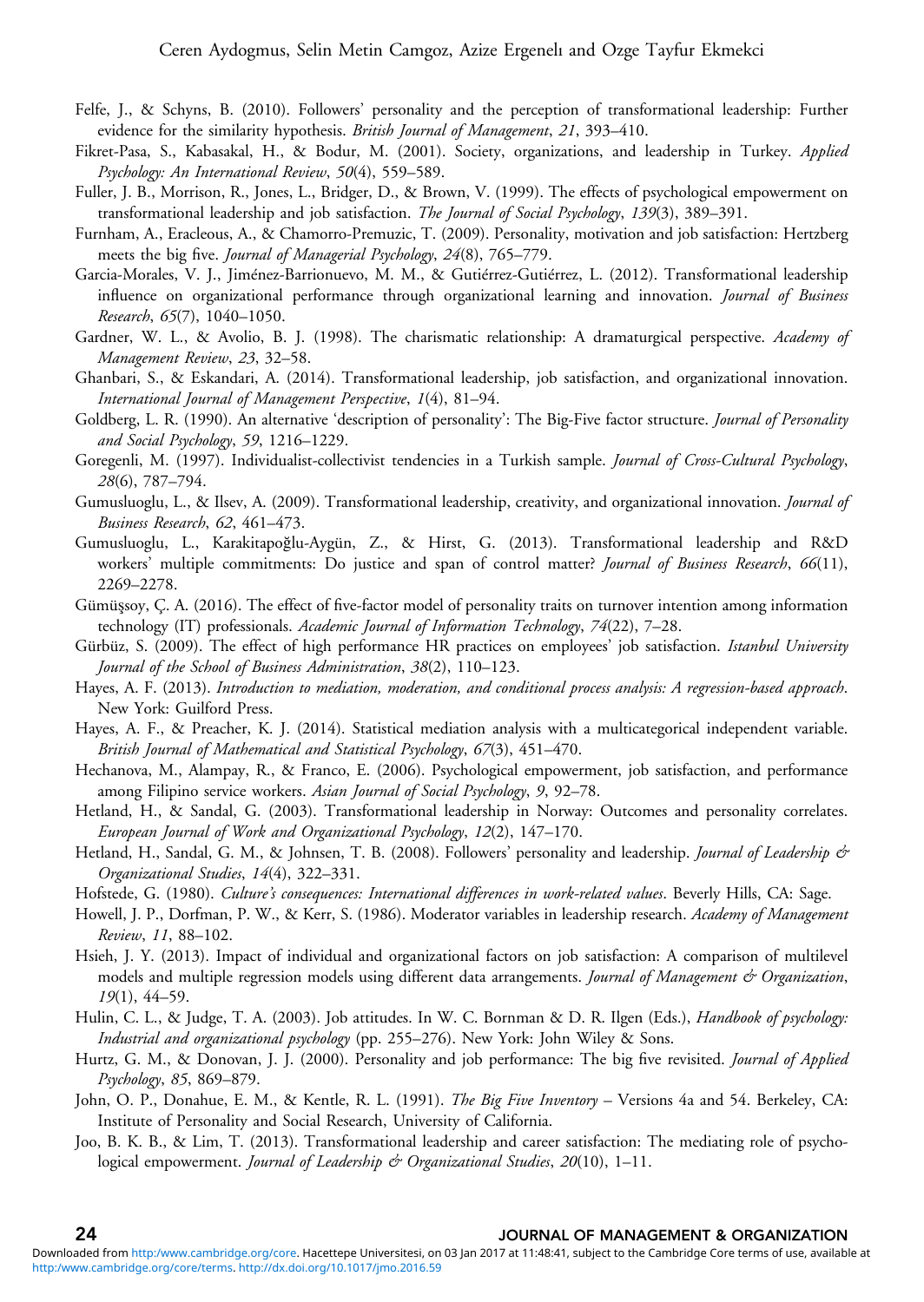Felfe, J., & Schyns, B. (2010). Followers' personality and the perception of transformational leadership: Further evidence for the similarity hypothesis. *British Journal of Management*, *21*, 393–410.

Fikret-Pasa, S., Kabasakal, H., & Bodur, M. (2001). Society, organizations, and leadership in Turkey. *Applied Psychology: An International Review*, *50*(4), 559–589.

Fuller, J. B., Morrison, R., Jones, L., Bridger, D., & Brown, V. (1999). The effects of psychological empowerment on transformational leadership and job satisfaction. *The Journal of Social Psychology*, *139*(3), 389–391.

Furnham, A., Eracleous, A., & Chamorro-Premuzic, T. (2009). Personality, motivation and job satisfaction: Hertzberg meets the big five. *Journal of Managerial Psychology*, *24*(8), 765–779.

Garcia-Morales, V. J., Jiménez-Barrionuevo, M. M., & Gutiérrez-Gutiérrez, L. (2012). Transformational leadership influence on organizational performance through organizational learning and innovation. *Journal of Business Research*, *65*(7), 1040–1050.

Gardner, W. L., & Avolio, B. J. (1998). The charismatic relationship: A dramaturgical perspective. *Academy of Management Review*, *23*, 32–58.

Ghanbari, S., & Eskandari, A. (2014). Transformational leadership, job satisfaction, and organizational innovation. *International Journal of Management Perspective*, *1*(4), 81–94.

Goldberg, L. R. (1990). An alternative 'description of personality': The Big-Five factor structure. *Journal of Personality and Social Psychology*, *59*, 1216–1229.

Goregenli, M. (1997). Individualist-collectivist tendencies in a Turkish sample. *Journal of Cross-Cultural Psychology*, *28*(6), 787–794.

Gumusluoglu, L., & Ilsev, A. (2009). Transformational leadership, creativity, and organizational innovation. *Journal of Business Research*, *62*, 461–473.

Gumusluoglu, L., Karakitapoğlu-Aygün, Z., & Hirst, G. (2013). Transformational leadership and R&D workers' multiple commitments: Do justice and span of control matter? *Journal of Business Research*, *66*(11), 2269–2278.

Gümüşsoy, Ç. A. (2016). The effect of five-factor model of personality traits on turnover intention among information technology (IT) professionals. *Academic Journal of Information Technology*, *74*(22), 7–28.

Gürbüz, S. (2009). The effect of high performance HR practices on employees' job satisfaction. *Istanbul University Journal of the School of Business Administration*, *38*(2), 110–123.

Hayes, A. F. (2013). *Introduction to mediation, moderation, and conditional process analysis: A regression-based approach*. New York: Guilford Press.

Hayes, A. F., & Preacher, K. J. (2014). Statistical mediation analysis with a multicategorical independent variable. *British Journal of Mathematical and Statistical Psychology*, *67*(3), 451–470.

Hechanova, M., Alampay, R., & Franco, E. (2006). Psychological empowerment, job satisfaction, and performance among Filipino service workers. *Asian Journal of Social Psychology*, *9*, 92–78.

Hetland, H., & Sandal, G. (2003). Transformational leadership in Norway: Outcomes and personality correlates. *European Journal of Work and Organizational Psychology*, *12*(2), 147–170.

Hetland, H., Sandal, G. M., & Johnsen, T. B. (2008). Followers' personality and leadership. *Journal of Leadership & Organizational Studies*, *14*(4), 322–331.

Hofstede, G. (1980). *Culture's consequences: International differences in work-related values*. Beverly Hills, CA: Sage.

Howell, J. P., Dorfman, P. W., & Kerr, S. (1986). Moderator variables in leadership research. *Academy of Management Review*, *11*, 88–102.

Hsieh, J. Y. (2013). Impact of individual and organizational factors on job satisfaction: A comparison of multilevel models and multiple regression models using different data arrangements. *Journal of Management & Organization*, *19*(1), 44–59.

Hulin, C. L., & Judge, T. A. (2003). Job attitudes. In W. C. Bornman & D. R. Ilgen (Eds.), *Handbook of psychology: Industrial and organizational psychology* (pp. 255–276). New York: John Wiley & Sons.

Hurtz, G. M., & Donovan, J. J. (2000). Personality and job performance: The big five revisited. *Journal of Applied Psychology*, *85*, 869–879.

John, O. P., Donahue, E. M., & Kentle, R. L. (1991). *The Big Five Inventory* – Versions 4a and 54. Berkeley, CA: Institute of Personality and Social Research, University of California.

Joo, B. K. B., & Lim, T. (2013). Transformational leadership and career satisfaction: The mediating role of psychological empowerment. *Journal of Leadership & Organizational Studies*, *20*(10), 1–11.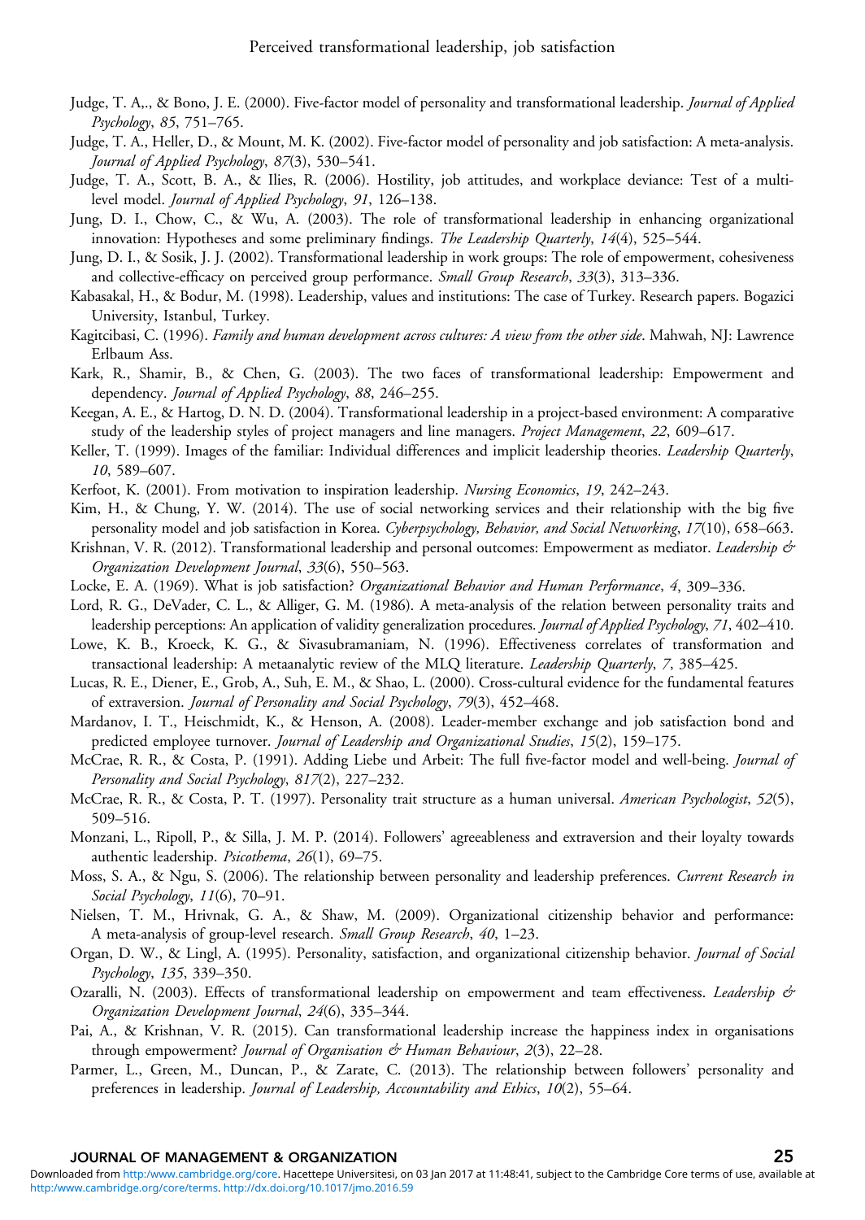Judge, T. A,., & Bono, J. E. (2000). Five-factor model of personality and transformational leadership. *Journal of Applied Psychology*, *85*, 751–765.

Judge, T. A., Heller, D., & Mount, M. K. (2002). Five-factor model of personality and job satisfaction: A meta-analysis. *Journal of Applied Psychology*, *87*(3), 530–541.

Judge, T. A., Scott, B. A., & Ilies, R. (2006). Hostility, job attitudes, and workplace deviance: Test of a multi-level model. *Journal of Applied Psychology*, *91*, 126–138.

Jung, D. I., Chow, C., & Wu, A. (2003). The role of transformational leadership in enhancing organizational innovation: Hypotheses and some preliminary findings. *The Leadership Quarterly*, *14*(4), 525–544.

Jung, D. I., & Sosik, J. J. (2002). Transformational leadership in work groups: The role of empowerment, cohesiveness and collective-efficacy on perceived group performance. *Small Group Research*, *33*(3), 313–336.

Kabasakal, H., & Bodur, M. (1998). Leadership, values and institutions: The case of Turkey. Research papers. Bogazici University, Istanbul, Turkey.

Kagitcibasi, C. (1996). *Family and human development across cultures: A view from the other side*. Mahwah, NJ: Lawrence Erlbaum Ass.

Kark, R., Shamir, B., & Chen, G. (2003). The two faces of transformational leadership: Empowerment and dependency. *Journal of Applied Psychology*, *88*, 246–255.

Keegan, A. E., & Hartog, D. N. D. (2004). Transformational leadership in a project-based environment: A comparative study of the leadership styles of project managers and line managers. *Project Management*, *22*, 609–617.

Keller, T. (1999). Images of the familiar: Individual differences and implicit leadership theories. *Leadership Quarterly*, *10*, 589–607.

Kerfoot, K. (2001). From motivation to inspiration leadership. *Nursing Economics*, *19*, 242–243.

Kim, H., & Chung, Y. W. (2014). The use of social networking services and their relationship with the big five personality model and job satisfaction in Korea. *Cyberpsychology, Behavior, and Social Networking*, *17*(10), 658–663.

Krishnan, V. R. (2012). Transformational leadership and personal outcomes: Empowerment as mediator. *Leadership & Organization Development Journal*, *33*(6), 550–563.

Locke, E. A. (1969). What is job satisfaction? *Organizational Behavior and Human Performance*, *4*, 309–336.

Lord, R. G., DeVader, C. L., & Alliger, G. M. (1986). A meta-analysis of the relation between personality traits and leadership perceptions: An application of validity generalization procedures. *Journal of Applied Psychology*, *71*, 402–410.

Lowe, K. B., Kroeck, K. G., & Sivasubramaniam, N. (1996). Effectiveness correlates of transformation and transactional leadership: A metaanalytic review of the MLQ literature. *Leadership Quarterly*, *7*, 385–425.

Lucas, R. E., Diener, E., Grob, A., Suh, E. M., & Shao, L. (2000). Cross-cultural evidence for the fundamental features of extraversion. *Journal of Personality and Social Psychology*, *79*(3), 452–468.

Mardanov, I. T., Heischmidt, K., & Henson, A. (2008). Leader-member exchange and job satisfaction bond and predicted employee turnover. *Journal of Leadership and Organizational Studies*, *15*(2), 159–175.

McCrae, R. R., & Costa, P. (1991). Adding Liebe und Arbeit: The full five-factor model and well-being. *Journal of Personality and Social Psychology*, *817*(2), 227–232.

McCrae, R. R., & Costa, P. T. (1997). Personality trait structure as a human universal. *American Psychologist*, *52*(5), 509–516.

Monzani, L., Ripoll, P., & Silla, J. M. P. (2014). Followers' agreeableness and extraversion and their loyalty towards authentic leadership. *Psicothema*, *26*(1), 69–75.

Moss, S. A., & Ngu, S. (2006). The relationship between personality and leadership preferences. *Current Research in Social Psychology*, *11*(6), 70–91.

Nielsen, T. M., Hrivnak, G. A., & Shaw, M. (2009). Organizational citizenship behavior and performance: A meta-analysis of group-level research. *Small Group Research*, *40*, 1–23.

Organ, D. W., & Lingl, A. (1995). Personality, satisfaction, and organizational citizenship behavior. *Journal of Social Psychology*, *135*, 339–350.

Ozaralli, N. (2003). Effects of transformational leadership on empowerment and team effectiveness. *Leadership & Organization Development Journal*, *24*(6), 335–344.

Pai, A., & Krishnan, V. R. (2015). Can transformational leadership increase the happiness index in organisations through empowerment? *Journal of Organisation & Human Behaviour*, *2*(3), 22–28.

Parmer, L., Green, M., Duncan, P., & Zarate, C. (2013). The relationship between followers' personality and preferences in leadership. *Journal of Leadership, Accountability and Ethics*, *10*(2), 55–64.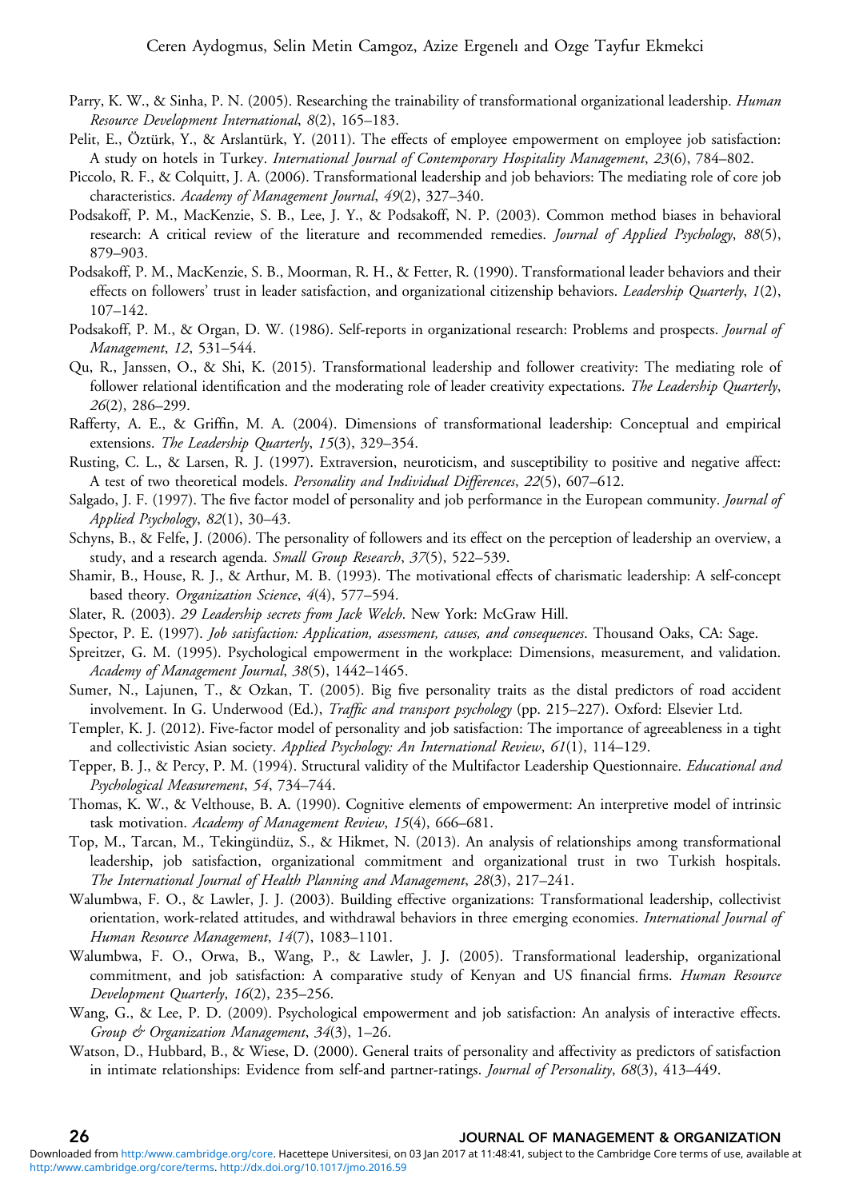Parry, K. W., & Sinha, P. N. (2005). Researching the trainability of transformational organizational leadership. *Human Resource Development International*, *8*(2), 165–183.

Pelit, E., Öztürk, Y., & Arslantürk, Y. (2011). The effects of employee empowerment on employee job satisfaction: A study on hotels in Turkey. *International Journal of Contemporary Hospitality Management*, *23*(6), 784–802.

Piccolo, R. F., & Colquitt, J. A. (2006). Transformational leadership and job behaviors: The mediating role of core job characteristics. *Academy of Management Journal*, *49*(2), 327–340.

Podsakoff, P. M., MacKenzie, S. B., Lee, J. Y., & Podsakoff, N. P. (2003). Common method biases in behavioral research: A critical review of the literature and recommended remedies. *Journal of Applied Psychology*, *88*(5), 879–903.

Podsakoff, P. M., MacKenzie, S. B., Moorman, R. H., & Fetter, R. (1990). Transformational leader behaviors and their effects on followers' trust in leader satisfaction, and organizational citizenship behaviors. *Leadership Quarterly*, *1*(2), 107–142.

Podsakoff, P. M., & Organ, D. W. (1986). Self-reports in organizational research: Problems and prospects. *Journal of Management*, *12*, 531–544.

Qu, R., Janssen, O., & Shi, K. (2015). Transformational leadership and follower creativity: The mediating role of follower relational identification and the moderating role of leader creativity expectations. *The Leadership Quarterly*, *26*(2), 286–299.

Rafferty, A. E., & Griffin, M. A. (2004). Dimensions of transformational leadership: Conceptual and empirical extensions. *The Leadership Quarterly*, *15*(3), 329–354.

Rusting, C. L., & Larsen, R. J. (1997). Extraversion, neuroticism, and susceptibility to positive and negative affect: A test of two theoretical models. *Personality and Individual Differences*, *22*(5), 607–612.

Salgado, J. F. (1997). The five factor model of personality and job performance in the European community. *Journal of Applied Psychology*, *82*(1), 30–43.

Schyns, B., & Felfe, J. (2006). The personality of followers and its effect on the perception of leadership an overview, a study, and a research agenda. *Small Group Research*, *37*(5), 522–539.

Shamir, B., House, R. J., & Arthur, M. B. (1993). The motivational effects of charismatic leadership: A self-concept based theory. *Organization Science*, *4*(4), 577–594.

Slater, R. (2003). *29 Leadership secrets from Jack Welch*. New York: McGraw Hill.

Spector, P. E. (1997). *Job satisfaction: Application, assessment, causes, and consequences*. Thousand Oaks, CA: Sage.

Spreitzer, G. M. (1995). Psychological empowerment in the workplace: Dimensions, measurement, and validation. *Academy of Management Journal*, *38*(5), 1442–1465.

Sumer, N., Lajunen, T., & Ozkan, T. (2005). Big five personality traits as the distal predictors of road accident involvement. In G. Underwood (Ed.), *Traffic and transport psychology* (pp. 215–227). Oxford: Elsevier Ltd.

Templer, K. J. (2012). Five-factor model of personality and job satisfaction: The importance of agreeableness in a tight and collectivistic Asian society. *Applied Psychology: An International Review*, *61*(1), 114–129.

Tepper, B. J., & Percy, P. M. (1994). Structural validity of the Multifactor Leadership Questionnaire. *Educational and Psychological Measurement*, *54*, 734–744.

Thomas, K. W., & Velthouse, B. A. (1990). Cognitive elements of empowerment: An interpretive model of intrinsic task motivation. *Academy of Management Review*, *15*(4), 666–681.

Top, M., Tarcan, M., Tekingündüz, S., & Hikmet, N. (2013). An analysis of relationships among transformational leadership, job satisfaction, organizational commitment and organizational trust in two Turkish hospitals. *The International Journal of Health Planning and Management*, *28*(3), 217–241.

Walumbwa, F. O., & Lawler, J. J. (2003). Building effective organizations: Transformational leadership, collectivist orientation, work-related attitudes, and withdrawal behaviors in three emerging economies. *International Journal of Human Resource Management*, *14*(7), 1083–1101.

Walumbwa, F. O., Orwa, B., Wang, P., & Lawler, J. J. (2005). Transformational leadership, organizational commitment, and job satisfaction: A comparative study of Kenyan and US financial firms. *Human Resource Development Quarterly*, *16*(2), 235–256.

Wang, G., & Lee, P. D. (2009). Psychological empowerment and job satisfaction: An analysis of interactive effects. *Group & Organization Management*, *34*(3), 1–26.

Watson, D., Hubbard, B., & Wiese, D. (2000). General traits of personality and affectivity as predictors of satisfaction in intimate relationships: Evidence from self-and partner-ratings. *Journal of Personality*, *68*(3), 413–449.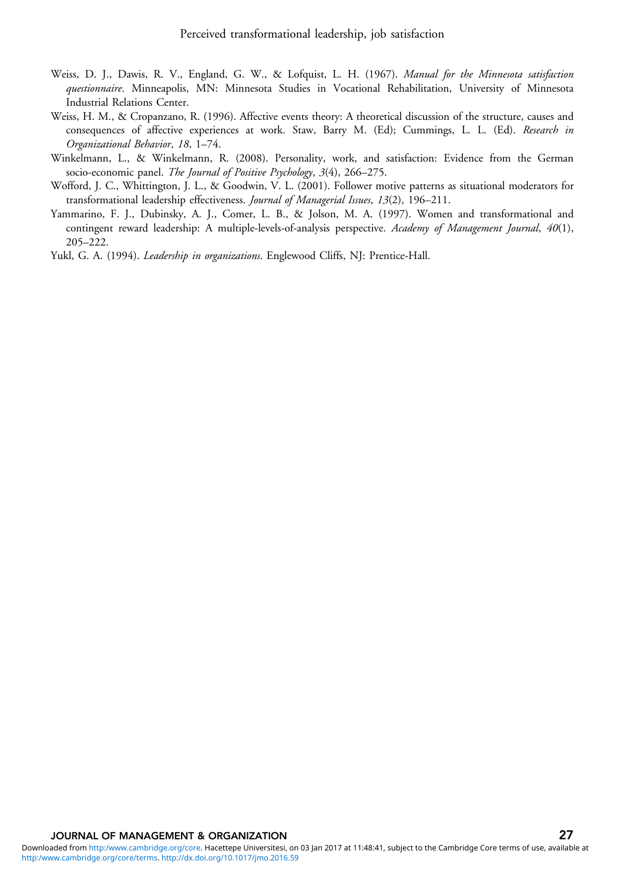Weiss, D. J., Dawis, R. V., England, G. W., & Lofquist, L. H. (1967). *Manual for the Minnesota satisfaction questionnaire*. Minneapolis, MN: Minnesota Studies in Vocational Rehabilitation, University of Minnesota Industrial Relations Center.

Weiss, H. M., & Cropanzano, R. (1996). Affective events theory: A theoretical discussion of the structure, causes and consequences of affective experiences at work. Staw, Barry M. (Ed); Cummings, L. L. (Ed). *Research in Organizational Behavior*, *18*, 1–74.

Winkelmann, L., & Winkelmann, R. (2008). Personality, work, and satisfaction: Evidence from the German socio-economic panel. *The Journal of Positive Psychology*, *3*(4), 266–275.

Wofford, J. C., Whittington, J. L., & Goodwin, V. L. (2001). Follower motive patterns as situational moderators for transformational leadership effectiveness. *Journal of Managerial Issues*, *13*(2), 196–211.

Yammarino, F. J., Dubinsky, A. J., Comer, L. B., & Jolson, M. A. (1997). Women and transformational and contingent reward leadership: A multiple-levels-of-analysis perspective. *Academy of Management Journal*, *40*(1), 205–222.

Yukl, G. A. (1994). *Leadership in organizations*. Englewood Cliffs, NJ: Prentice-Hall.